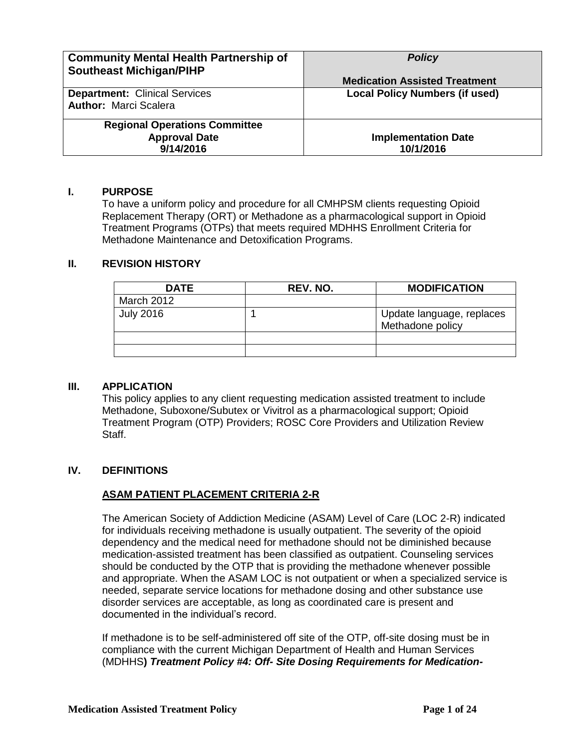| **Community Mental Health Partnership of Southeast Michigan/PIHP** | ***Policy*** **Medication Assisted Treatment** |
| --- | --- |
| **Department:** Clinical Services **Author:** Marci Scalera | **Local Policy Numbers (if used)** |
| **Regional Operations Committee Approval Date 9/14/2016** | **Implementation Date 10/1/2016** |

## I. PURPOSE

To have a uniform policy and procedure for all CMHPSM clients requesting Opioid Replacement Therapy (ORT) or Methadone as a pharmacological support in Opioid Treatment Programs (OTPs) that meets required MDHHS Enrollment Criteria for Methadone Maintenance and Detoxification Programs.

## II. REVISION HISTORY

| DATE | REV. NO. | MODIFICATION |
| --- | --- | --- |
| March 2012 | | |
| July 2016 | 1 | Update language, replaces Methadone policy |
| | | |
| | | |

## III. APPLICATION

This policy applies to any client requesting medication assisted treatment to include Methadone, Suboxone/Subutex or Vivitrol as a pharmacological support; Opioid Treatment Program (OTP) Providers; ROSC Core Providers and Utilization Review Staff.

## IV. DEFINITIONS

**ASAM PATIENT PLACEMENT CRITERIA 2-R**

The American Society of Addiction Medicine (ASAM) Level of Care (LOC 2-R) indicated for individuals receiving methadone is usually outpatient. The severity of the opioid dependency and the medical need for methadone should not be diminished because medication-assisted treatment has been classified as outpatient. Counseling services should be conducted by the OTP that is providing the methadone whenever possible and appropriate. When the ASAM LOC is not outpatient or when a specialized service is needed, separate service locations for methadone dosing and other substance use disorder services are acceptable, as long as coordinated care is present and documented in the individual's record.

If methadone is to be self-administered off site of the OTP, off-site dosing must be in compliance with the current Michigan Department of Health and Human Services (MDHHS**)** ***Treatment Policy #4: Off- Site Dosing Requirements for Medication-***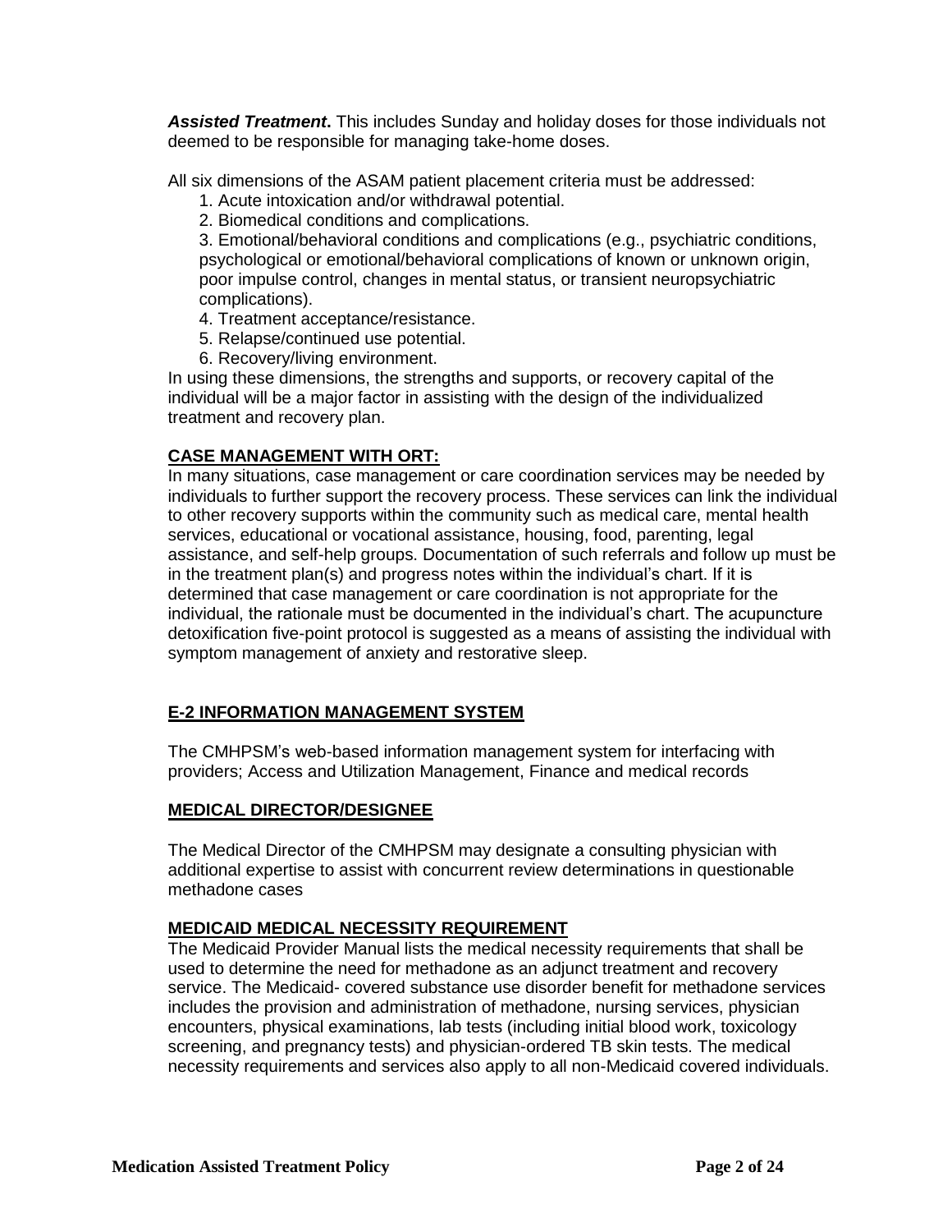***Assisted Treatment***. This includes Sunday and holiday doses for those individuals not deemed to be responsible for managing take-home doses.

All six dimensions of the ASAM patient placement criteria must be addressed:

1. Acute intoxication and/or withdrawal potential.
2. Biomedical conditions and complications.
3. Emotional/behavioral conditions and complications (e.g., psychiatric conditions, psychological or emotional/behavioral complications of known or unknown origin, poor impulse control, changes in mental status, or transient neuropsychiatric complications).
4. Treatment acceptance/resistance.
5. Relapse/continued use potential.
6. Recovery/living environment.

In using these dimensions, the strengths and supports, or recovery capital of the individual will be a major factor in assisting with the design of the individualized treatment and recovery plan.

**CASE MANAGEMENT WITH ORT:**

In many situations, case management or care coordination services may be needed by individuals to further support the recovery process. These services can link the individual to other recovery supports within the community such as medical care, mental health services, educational or vocational assistance, housing, food, parenting, legal assistance, and self-help groups. Documentation of such referrals and follow up must be in the treatment plan(s) and progress notes within the individual's chart. If it is determined that case management or care coordination is not appropriate for the individual, the rationale must be documented in the individual's chart. The acupuncture detoxification five-point protocol is suggested as a means of assisting the individual with symptom management of anxiety and restorative sleep.

**E-2 INFORMATION MANAGEMENT SYSTEM**

The CMHPSM's web-based information management system for interfacing with providers; Access and Utilization Management, Finance and medical records

**MEDICAL DIRECTOR/DESIGNEE**

The Medical Director of the CMHPSM may designate a consulting physician with additional expertise to assist with concurrent review determinations in questionable methadone cases

**MEDICAID MEDICAL NECESSITY REQUIREMENT**

The Medicaid Provider Manual lists the medical necessity requirements that shall be used to determine the need for methadone as an adjunct treatment and recovery service. The Medicaid- covered substance use disorder benefit for methadone services includes the provision and administration of methadone, nursing services, physician encounters, physical examinations, lab tests (including initial blood work, toxicology screening, and pregnancy tests) and physician-ordered TB skin tests. The medical necessity requirements and services also apply to all non-Medicaid covered individuals.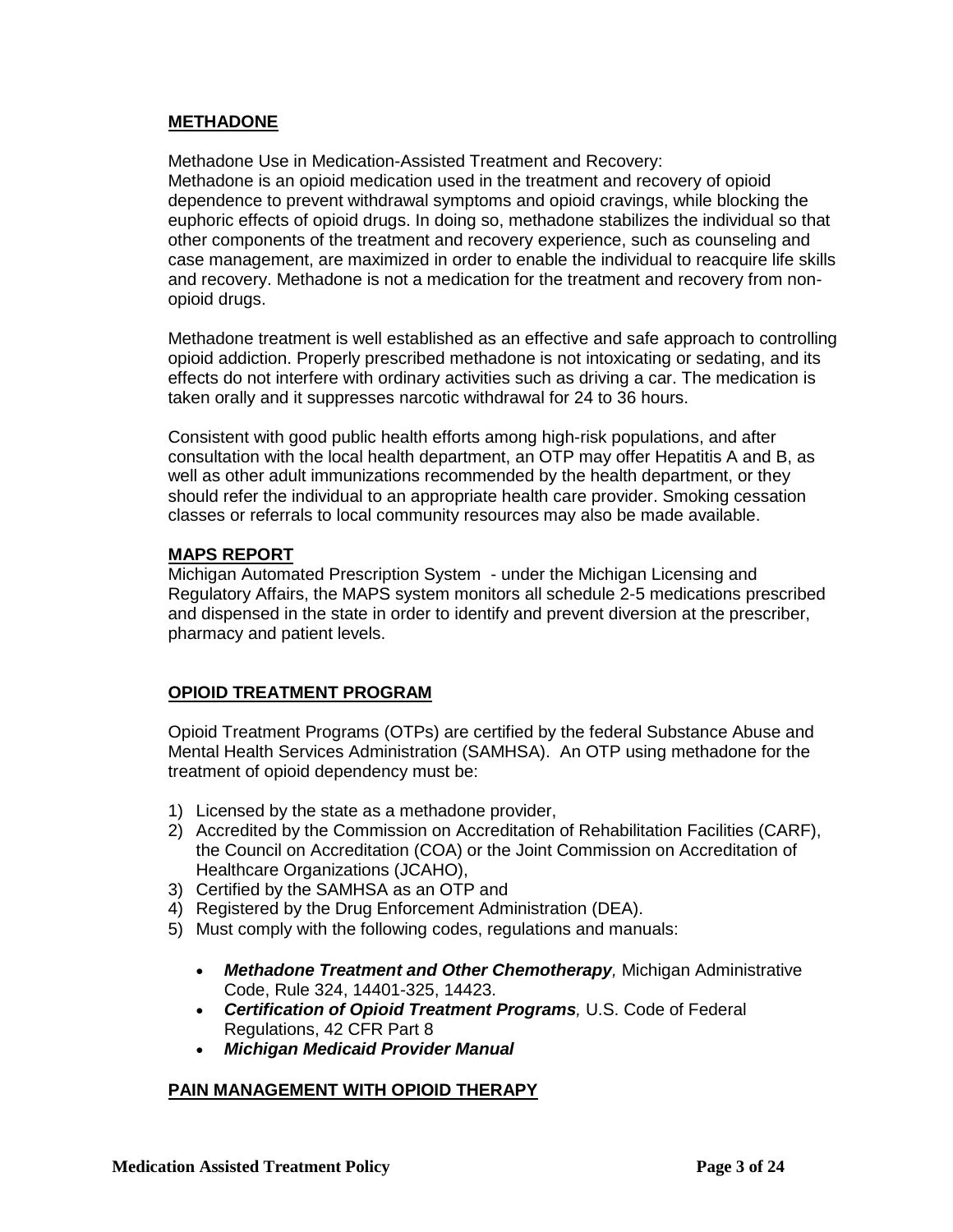## METHADONE

Methadone Use in Medication-Assisted Treatment and Recovery:
Methadone is an opioid medication used in the treatment and recovery of opioid dependence to prevent withdrawal symptoms and opioid cravings, while blocking the euphoric effects of opioid drugs. In doing so, methadone stabilizes the individual so that other components of the treatment and recovery experience, such as counseling and case management, are maximized in order to enable the individual to reacquire life skills and recovery. Methadone is not a medication for the treatment and recovery from non-opioid drugs.

Methadone treatment is well established as an effective and safe approach to controlling opioid addiction. Properly prescribed methadone is not intoxicating or sedating, and its effects do not interfere with ordinary activities such as driving a car. The medication is taken orally and it suppresses narcotic withdrawal for 24 to 36 hours.

Consistent with good public health efforts among high-risk populations, and after consultation with the local health department, an OTP may offer Hepatitis A and B, as well as other adult immunizations recommended by the health department, or they should refer the individual to an appropriate health care provider. Smoking cessation classes or referrals to local community resources may also be made available.

## MAPS REPORT

Michigan Automated Prescription System - under the Michigan Licensing and Regulatory Affairs, the MAPS system monitors all schedule 2-5 medications prescribed and dispensed in the state in order to identify and prevent diversion at the prescriber, pharmacy and patient levels.

## OPIOID TREATMENT PROGRAM

Opioid Treatment Programs (OTPs) are certified by the federal Substance Abuse and Mental Health Services Administration (SAMHSA). An OTP using methadone for the treatment of opioid dependency must be:

1) Licensed by the state as a methadone provider,
2) Accredited by the Commission on Accreditation of Rehabilitation Facilities (CARF), the Council on Accreditation (COA) or the Joint Commission on Accreditation of Healthcare Organizations (JCAHO),
3) Certified by the SAMHSA as an OTP and
4) Registered by the Drug Enforcement Administration (DEA).
5) Must comply with the following codes, regulations and manuals:
    - ***Methadone Treatment and Other Chemotherapy**,* Michigan Administrative Code, Rule 324, 14401-325, 14423.
    - ***Certification of Opioid Treatment Programs**,* U.S. Code of Federal Regulations, 42 CFR Part 8
    - ***Michigan Medicaid Provider Manual***

## PAIN MANAGEMENT WITH OPIOID THERAPY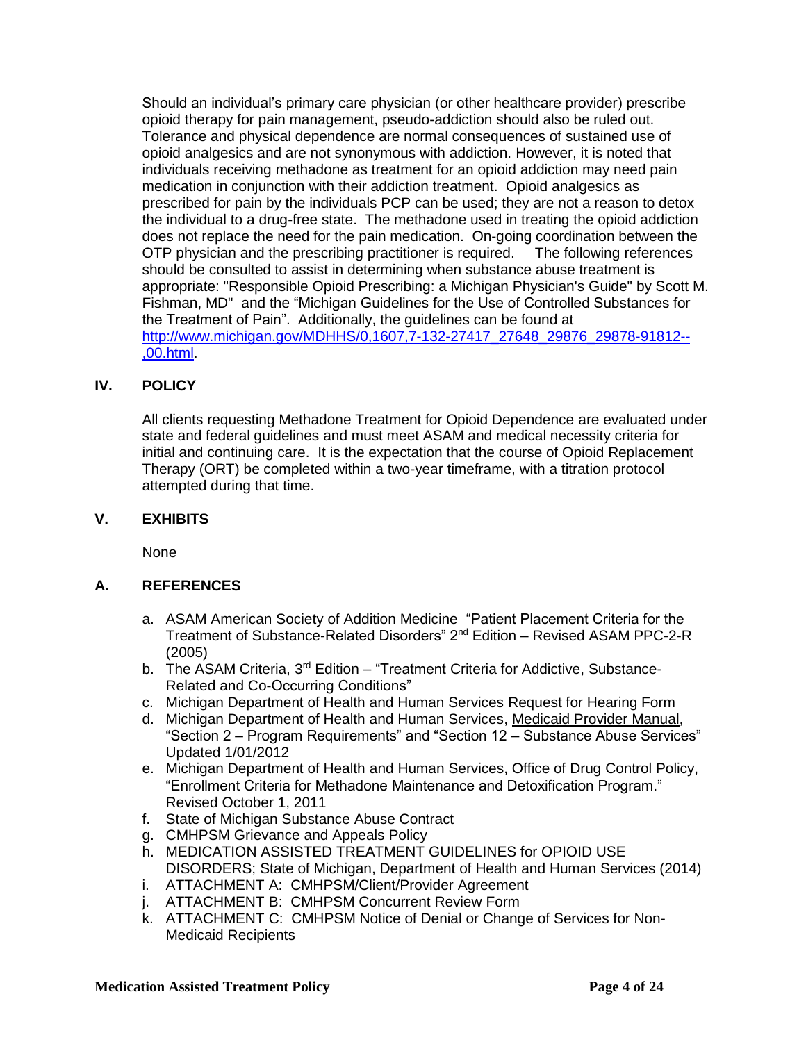Should an individual's primary care physician (or other healthcare provider) prescribe opioid therapy for pain management, pseudo-addiction should also be ruled out. Tolerance and physical dependence are normal consequences of sustained use of opioid analgesics and are not synonymous with addiction. However, it is noted that individuals receiving methadone as treatment for an opioid addiction may need pain medication in conjunction with their addiction treatment. Opioid analgesics as prescribed for pain by the individuals PCP can be used; they are not a reason to detox the individual to a drug-free state. The methadone used in treating the opioid addiction does not replace the need for the pain medication. On-going coordination between the OTP physician and the prescribing practitioner is required. The following references should be consulted to assist in determining when substance abuse treatment is appropriate: "Responsible Opioid Prescribing: a Michigan Physician's Guide" by Scott M. Fishman, MD" and the "Michigan Guidelines for the Use of Controlled Substances for the Treatment of Pain". Additionally, the guidelines can be found at [http://www.michigan.gov/MDHHS/0,1607,7-132-27417_27648_29876_29878-91812--,00.html](http://www.michigan.gov/MDHHS/0,1607,7-132-27417_27648_29876_29878-91812--,00.html).

## IV. POLICY

All clients requesting Methadone Treatment for Opioid Dependence are evaluated under state and federal guidelines and must meet ASAM and medical necessity criteria for initial and continuing care. It is the expectation that the course of Opioid Replacement Therapy (ORT) be completed within a two-year timeframe, with a titration protocol attempted during that time.

## V. EXHIBITS

None

## A. REFERENCES

a. ASAM American Society of Addiction Medicine "Patient Placement Criteria for the Treatment of Substance-Related Disorders" 2nd Edition – Revised ASAM PPC-2-R (2005)
b. The ASAM Criteria, 3rd Edition – "Treatment Criteria for Addictive, Substance-Related and Co-Occurring Conditions"
c. Michigan Department of Health and Human Services Request for Hearing Form
d. Michigan Department of Health and Human Services, Medicaid Provider Manual, "Section 2 – Program Requirements" and "Section 12 – Substance Abuse Services" Updated 1/01/2012
e. Michigan Department of Health and Human Services, Office of Drug Control Policy, "Enrollment Criteria for Methadone Maintenance and Detoxification Program." Revised October 1, 2011
f. State of Michigan Substance Abuse Contract
g. CMHPSM Grievance and Appeals Policy
h. MEDICATION ASSISTED TREATMENT GUIDELINES for OPIOID USE DISORDERS; State of Michigan, Department of Health and Human Services (2014)
i. ATTACHMENT A: CMHPSM/Client/Provider Agreement
j. ATTACHMENT B: CMHPSM Concurrent Review Form
k. ATTACHMENT C: CMHPSM Notice of Denial or Change of Services for Non-Medicaid Recipients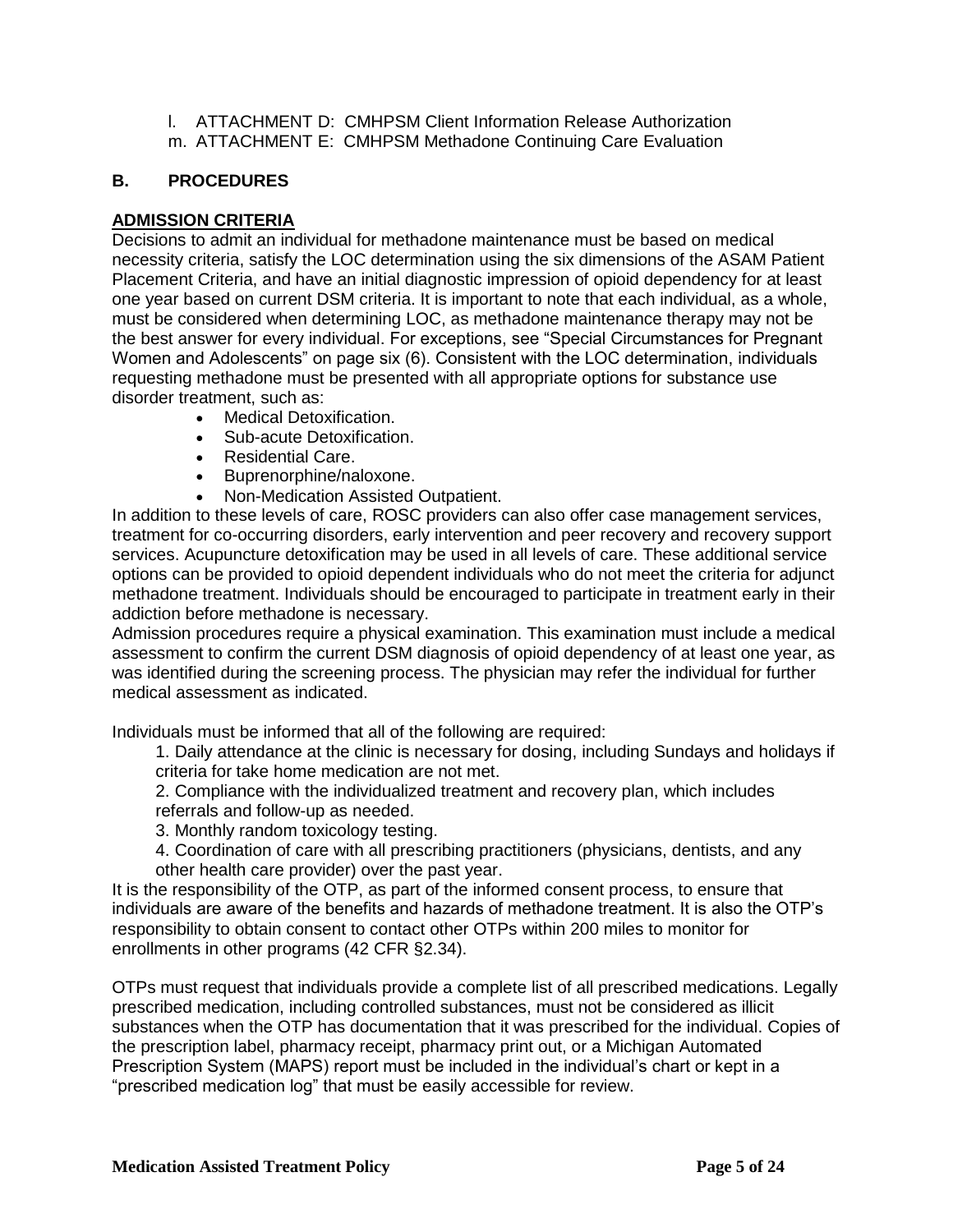l. ATTACHMENT D: CMHPSM Client Information Release Authorization
m. ATTACHMENT E: CMHPSM Methadone Continuing Care Evaluation

## B. PROCEDURES

**ADMISSION CRITERIA**

Decisions to admit an individual for methadone maintenance must be based on medical necessity criteria, satisfy the LOC determination using the six dimensions of the ASAM Patient Placement Criteria, and have an initial diagnostic impression of opioid dependency for at least one year based on current DSM criteria. It is important to note that each individual, as a whole, must be considered when determining LOC, as methadone maintenance therapy may not be the best answer for every individual. For exceptions, see "Special Circumstances for Pregnant Women and Adolescents" on page six (6). Consistent with the LOC determination, individuals requesting methadone must be presented with all appropriate options for substance use disorder treatment, such as:

- Medical Detoxification.
- Sub-acute Detoxification.
- Residential Care.
- Buprenorphine/naloxone.
- Non-Medication Assisted Outpatient.

In addition to these levels of care, ROSC providers can also offer case management services, treatment for co-occurring disorders, early intervention and peer recovery and recovery support services. Acupuncture detoxification may be used in all levels of care. These additional service options can be provided to opioid dependent individuals who do not meet the criteria for adjunct methadone treatment. Individuals should be encouraged to participate in treatment early in their addiction before methadone is necessary.

Admission procedures require a physical examination. This examination must include a medical assessment to confirm the current DSM diagnosis of opioid dependency of at least one year, as was identified during the screening process. The physician may refer the individual for further medical assessment as indicated.

Individuals must be informed that all of the following are required:

1. Daily attendance at the clinic is necessary for dosing, including Sundays and holidays if criteria for take home medication are not met.
2. Compliance with the individualized treatment and recovery plan, which includes referrals and follow-up as needed.
3. Monthly random toxicology testing.
4. Coordination of care with all prescribing practitioners (physicians, dentists, and any other health care provider) over the past year.

It is the responsibility of the OTP, as part of the informed consent process, to ensure that individuals are aware of the benefits and hazards of methadone treatment. It is also the OTP's responsibility to obtain consent to contact other OTPs within 200 miles to monitor for enrollments in other programs (42 CFR §2.34).

OTPs must request that individuals provide a complete list of all prescribed medications. Legally prescribed medication, including controlled substances, must not be considered as illicit substances when the OTP has documentation that it was prescribed for the individual. Copies of the prescription label, pharmacy receipt, pharmacy print out, or a Michigan Automated Prescription System (MAPS) report must be included in the individual's chart or kept in a "prescribed medication log" that must be easily accessible for review.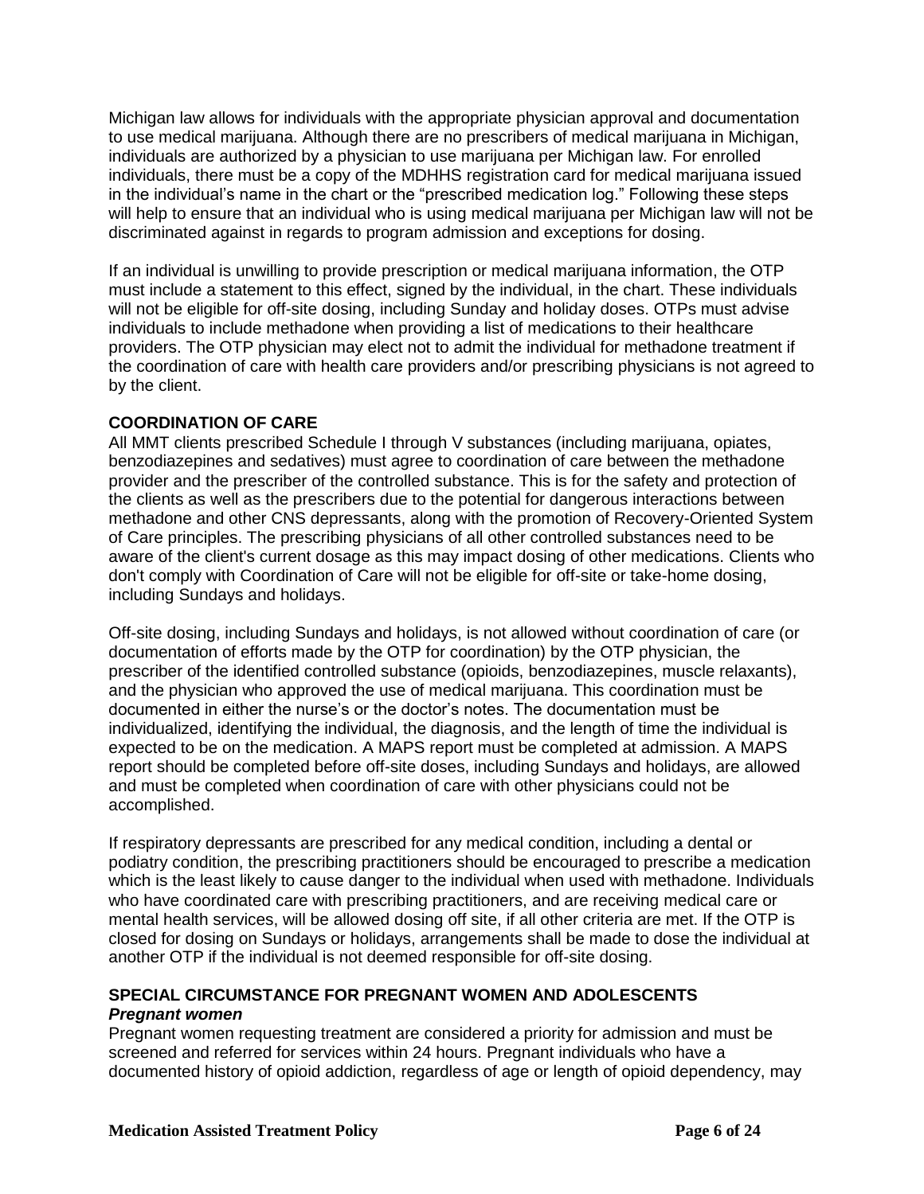Michigan law allows for individuals with the appropriate physician approval and documentation to use medical marijuana. Although there are no prescribers of medical marijuana in Michigan, individuals are authorized by a physician to use marijuana per Michigan law. For enrolled individuals, there must be a copy of the MDHHS registration card for medical marijuana issued in the individual's name in the chart or the "prescribed medication log." Following these steps will help to ensure that an individual who is using medical marijuana per Michigan law will not be discriminated against in regards to program admission and exceptions for dosing.

If an individual is unwilling to provide prescription or medical marijuana information, the OTP must include a statement to this effect, signed by the individual, in the chart. These individuals will not be eligible for off-site dosing, including Sunday and holiday doses. OTPs must advise individuals to include methadone when providing a list of medications to their healthcare providers. The OTP physician may elect not to admit the individual for methadone treatment if the coordination of care with health care providers and/or prescribing physicians is not agreed to by the client.

## COORDINATION OF CARE

All MMT clients prescribed Schedule I through V substances (including marijuana, opiates, benzodiazepines and sedatives) must agree to coordination of care between the methadone provider and the prescriber of the controlled substance. This is for the safety and protection of the clients as well as the prescribers due to the potential for dangerous interactions between methadone and other CNS depressants, along with the promotion of Recovery-Oriented System of Care principles. The prescribing physicians of all other controlled substances need to be aware of the client's current dosage as this may impact dosing of other medications. Clients who don't comply with Coordination of Care will not be eligible for off-site or take-home dosing, including Sundays and holidays.

Off-site dosing, including Sundays and holidays, is not allowed without coordination of care (or documentation of efforts made by the OTP for coordination) by the OTP physician, the prescriber of the identified controlled substance (opioids, benzodiazepines, muscle relaxants), and the physician who approved the use of medical marijuana. This coordination must be documented in either the nurse's or the doctor's notes. The documentation must be individualized, identifying the individual, the diagnosis, and the length of time the individual is expected to be on the medication. A MAPS report must be completed at admission. A MAPS report should be completed before off-site doses, including Sundays and holidays, are allowed and must be completed when coordination of care with other physicians could not be accomplished.

If respiratory depressants are prescribed for any medical condition, including a dental or podiatry condition, the prescribing practitioners should be encouraged to prescribe a medication which is the least likely to cause danger to the individual when used with methadone. Individuals who have coordinated care with prescribing practitioners, and are receiving medical care or mental health services, will be allowed dosing off site, if all other criteria are met. If the OTP is closed for dosing on Sundays or holidays, arrangements shall be made to dose the individual at another OTP if the individual is not deemed responsible for off-site dosing.

## SPECIAL CIRCUMSTANCE FOR PREGNANT WOMEN AND ADOLESCENTS

### *Pregnant women*

Pregnant women requesting treatment are considered a priority for admission and must be screened and referred for services within 24 hours. Pregnant individuals who have a documented history of opioid addiction, regardless of age or length of opioid dependency, may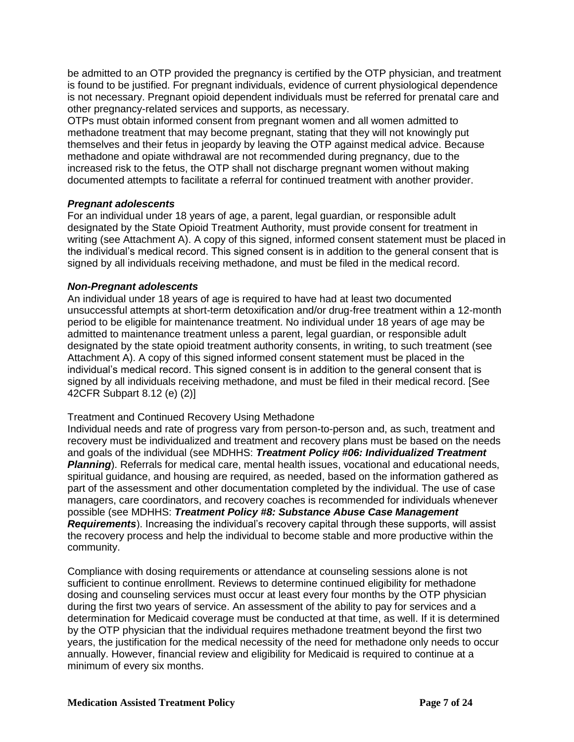be admitted to an OTP provided the pregnancy is certified by the OTP physician, and treatment is found to be justified. For pregnant individuals, evidence of current physiological dependence is not necessary. Pregnant opioid dependent individuals must be referred for prenatal care and other pregnancy-related services and supports, as necessary.
OTPs must obtain informed consent from pregnant women and all women admitted to methadone treatment that may become pregnant, stating that they will not knowingly put themselves and their fetus in jeopardy by leaving the OTP against medical advice. Because methadone and opiate withdrawal are not recommended during pregnancy, due to the increased risk to the fetus, the OTP shall not discharge pregnant women without making documented attempts to facilitate a referral for continued treatment with another provider.

***Pregnant adolescents***
For an individual under 18 years of age, a parent, legal guardian, or responsible adult designated by the State Opioid Treatment Authority, must provide consent for treatment in writing (see Attachment A). A copy of this signed, informed consent statement must be placed in the individual's medical record. This signed consent is in addition to the general consent that is signed by all individuals receiving methadone, and must be filed in the medical record.

***Non-Pregnant adolescents***
An individual under 18 years of age is required to have had at least two documented unsuccessful attempts at short-term detoxification and/or drug-free treatment within a 12-month period to be eligible for maintenance treatment. No individual under 18 years of age may be admitted to maintenance treatment unless a parent, legal guardian, or responsible adult designated by the state opioid treatment authority consents, in writing, to such treatment (see Attachment A). A copy of this signed informed consent statement must be placed in the individual's medical record. This signed consent is in addition to the general consent that is signed by all individuals receiving methadone, and must be filed in their medical record. [See 42CFR Subpart 8.12 (e) (2)]

Treatment and Continued Recovery Using Methadone
Individual needs and rate of progress vary from person-to-person and, as such, treatment and recovery must be individualized and treatment and recovery plans must be based on the needs and goals of the individual (see MDHHS: ***Treatment Policy #06: Individualized Treatment Planning***). Referrals for medical care, mental health issues, vocational and educational needs, spiritual guidance, and housing are required, as needed, based on the information gathered as part of the assessment and other documentation completed by the individual. The use of case managers, care coordinators, and recovery coaches is recommended for individuals whenever possible (see MDHHS: ***Treatment Policy #8: Substance Abuse Case Management Requirements***). Increasing the individual's recovery capital through these supports, will assist the recovery process and help the individual to become stable and more productive within the community.

Compliance with dosing requirements or attendance at counseling sessions alone is not sufficient to continue enrollment. Reviews to determine continued eligibility for methadone dosing and counseling services must occur at least every four months by the OTP physician during the first two years of service. An assessment of the ability to pay for services and a determination for Medicaid coverage must be conducted at that time, as well. If it is determined by the OTP physician that the individual requires methadone treatment beyond the first two years, the justification for the medical necessity of the need for methadone only needs to occur annually. However, financial review and eligibility for Medicaid is required to continue at a minimum of every six months.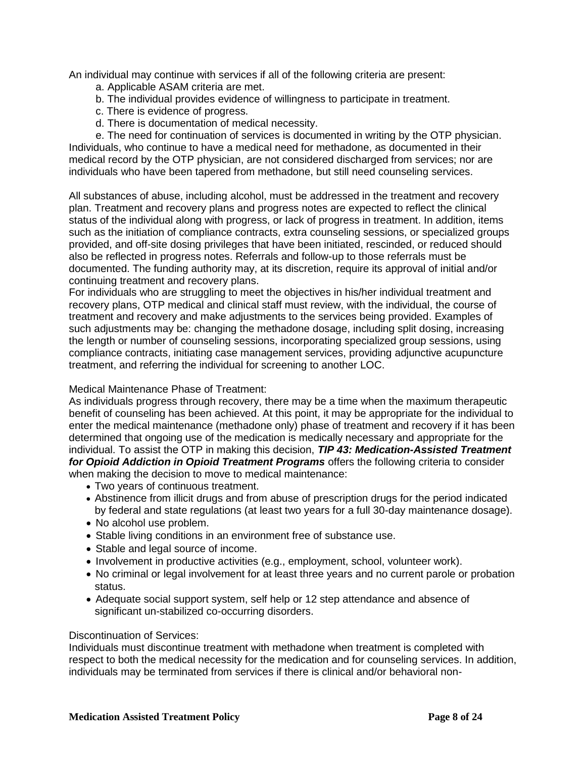An individual may continue with services if all of the following criteria are present:

a. Applicable ASAM criteria are met.
b. The individual provides evidence of willingness to participate in treatment.
c. There is evidence of progress.
d. There is documentation of medical necessity.
e. The need for continuation of services is documented in writing by the OTP physician.

Individuals, who continue to have a medical need for methadone, as documented in their medical record by the OTP physician, are not considered discharged from services; nor are individuals who have been tapered from methadone, but still need counseling services.

All substances of abuse, including alcohol, must be addressed in the treatment and recovery plan. Treatment and recovery plans and progress notes are expected to reflect the clinical status of the individual along with progress, or lack of progress in treatment. In addition, items such as the initiation of compliance contracts, extra counseling sessions, or specialized groups provided, and off-site dosing privileges that have been initiated, rescinded, or reduced should also be reflected in progress notes. Referrals and follow-up to those referrals must be documented. The funding authority may, at its discretion, require its approval of initial and/or continuing treatment and recovery plans.

For individuals who are struggling to meet the objectives in his/her individual treatment and recovery plans, OTP medical and clinical staff must review, with the individual, the course of treatment and recovery and make adjustments to the services being provided. Examples of such adjustments may be: changing the methadone dosage, including split dosing, increasing the length or number of counseling sessions, incorporating specialized group sessions, using compliance contracts, initiating case management services, providing adjunctive acupuncture treatment, and referring the individual for screening to another LOC.

Medical Maintenance Phase of Treatment:

As individuals progress through recovery, there may be a time when the maximum therapeutic benefit of counseling has been achieved. At this point, it may be appropriate for the individual to enter the medical maintenance (methadone only) phase of treatment and recovery if it has been determined that ongoing use of the medication is medically necessary and appropriate for the individual. To assist the OTP in making this decision, ***TIP 43: Medication-Assisted Treatment for Opioid Addiction in Opioid Treatment Programs*** offers the following criteria to consider when making the decision to move to medical maintenance:

- Two years of continuous treatment.
- Abstinence from illicit drugs and from abuse of prescription drugs for the period indicated by federal and state regulations (at least two years for a full 30-day maintenance dosage).
- No alcohol use problem.
- Stable living conditions in an environment free of substance use.
- Stable and legal source of income.
- Involvement in productive activities (e.g., employment, school, volunteer work).
- No criminal or legal involvement for at least three years and no current parole or probation status.
- Adequate social support system, self help or 12 step attendance and absence of significant un-stabilized co-occurring disorders.

Discontinuation of Services:

Individuals must discontinue treatment with methadone when treatment is completed with respect to both the medical necessity for the medication and for counseling services. In addition, individuals may be terminated from services if there is clinical and/or behavioral non-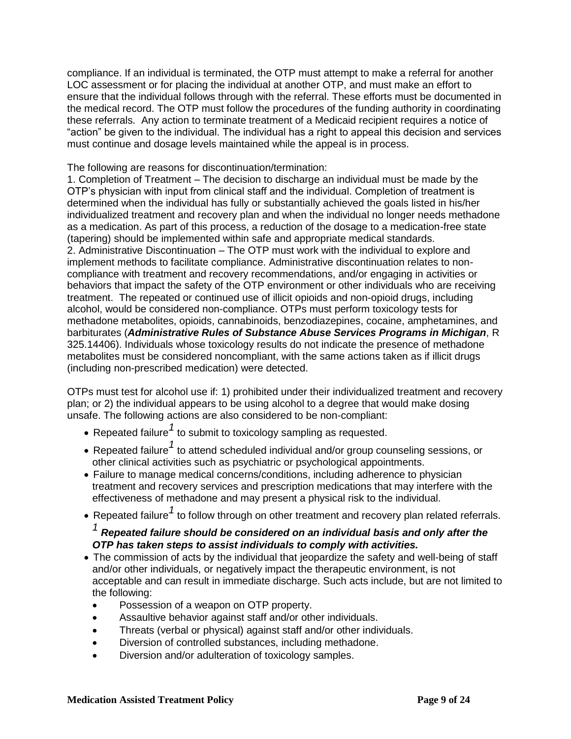compliance. If an individual is terminated, the OTP must attempt to make a referral for another LOC assessment or for placing the individual at another OTP, and must make an effort to ensure that the individual follows through with the referral. These efforts must be documented in the medical record. The OTP must follow the procedures of the funding authority in coordinating these referrals. Any action to terminate treatment of a Medicaid recipient requires a notice of "action" be given to the individual. The individual has a right to appeal this decision and services must continue and dosage levels maintained while the appeal is in process.

The following are reasons for discontinuation/termination:

1. Completion of Treatment – The decision to discharge an individual must be made by the OTP's physician with input from clinical staff and the individual. Completion of treatment is determined when the individual has fully or substantially achieved the goals listed in his/her individualized treatment and recovery plan and when the individual no longer needs methadone as a medication. As part of this process, a reduction of the dosage to a medication-free state (tapering) should be implemented within safe and appropriate medical standards.
2. Administrative Discontinuation – The OTP must work with the individual to explore and implement methods to facilitate compliance. Administrative discontinuation relates to non-compliance with treatment and recovery recommendations, and/or engaging in activities or behaviors that impact the safety of the OTP environment or other individuals who are receiving treatment. The repeated or continued use of illicit opioids and non-opioid drugs, including alcohol, would be considered non-compliance. OTPs must perform toxicology tests for methadone metabolites, opioids, cannabinoids, benzodiazepines, cocaine, amphetamines, and barbiturates (***Administrative Rules of Substance Abuse Services Programs in Michigan***, R 325.14406). Individuals whose toxicology results do not indicate the presence of methadone metabolites must be considered noncompliant, with the same actions taken as if illicit drugs (including non-prescribed medication) were detected.

OTPs must test for alcohol use if: 1) prohibited under their individualized treatment and recovery plan; or 2) the individual appears to be using alcohol to a degree that would make dosing unsafe. The following actions are also considered to be non-compliant:

- Repeated failure[1] to submit to toxicology sampling as requested.
- Repeated failure[1] to attend scheduled individual and/or group counseling sessions, or other clinical activities such as psychiatric or psychological appointments.
- Failure to manage medical concerns/conditions, including adherence to physician treatment and recovery services and prescription medications that may interfere with the effectiveness of methadone and may present a physical risk to the individual.
- Repeated failure[1] to follow through on other treatment and recovery plan related referrals.

  [1] ***Repeated failure should be considered on an individual basis and only after the OTP has taken steps to assist individuals to comply with activities.***

- The commission of acts by the individual that jeopardize the safety and well-being of staff and/or other individuals, or negatively impact the therapeutic environment, is not acceptable and can result in immediate discharge. Such acts include, but are not limited to the following:
  - Possession of a weapon on OTP property.
  - Assaultive behavior against staff and/or other individuals.
  - Threats (verbal or physical) against staff and/or other individuals.
  - Diversion of controlled substances, including methadone.
  - Diversion and/or adulteration of toxicology samples.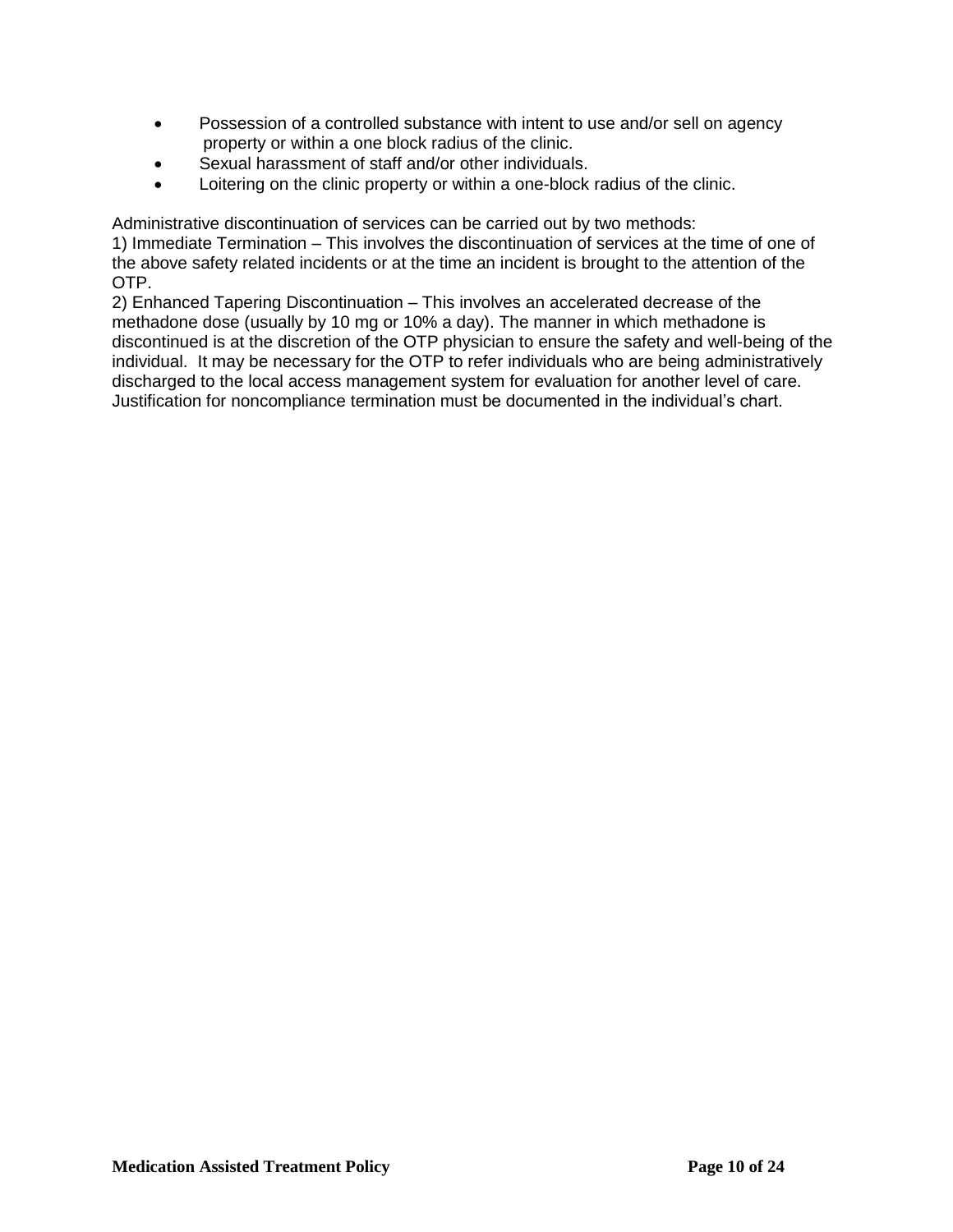- Possession of a controlled substance with intent to use and/or sell on agency property or within a one block radius of the clinic.
- Sexual harassment of staff and/or other individuals.
- Loitering on the clinic property or within a one-block radius of the clinic.

Administrative discontinuation of services can be carried out by two methods:
1) Immediate Termination – This involves the discontinuation of services at the time of one of the above safety related incidents or at the time an incident is brought to the attention of the OTP.
2) Enhanced Tapering Discontinuation – This involves an accelerated decrease of the methadone dose (usually by 10 mg or 10% a day). The manner in which methadone is discontinued is at the discretion of the OTP physician to ensure the safety and well-being of the individual. It may be necessary for the OTP to refer individuals who are being administratively discharged to the local access management system for evaluation for another level of care. Justification for noncompliance termination must be documented in the individual's chart.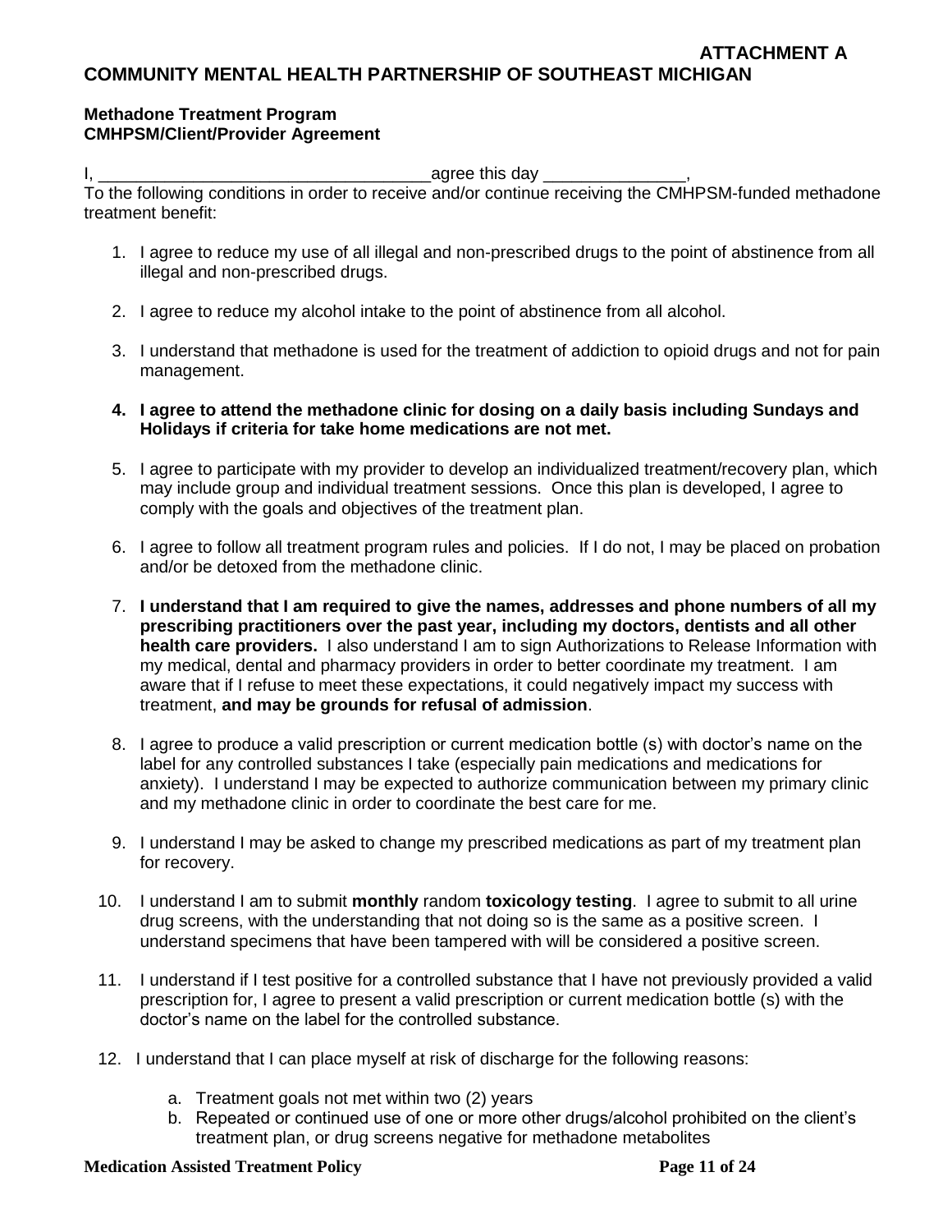**ATTACHMENT A**

**COMMUNITY MENTAL HEALTH PARTNERSHIP OF SOUTHEAST MICHIGAN**

**Methadone Treatment Program**
**CMHPSM/Client/Provider Agreement**

I, __________________________________ agree this day ______________,
To the following conditions in order to receive and/or continue receiving the CMHPSM-funded methadone treatment benefit:

1. I agree to reduce my use of all illegal and non-prescribed drugs to the point of abstinence from all illegal and non-prescribed drugs.

2. I agree to reduce my alcohol intake to the point of abstinence from all alcohol.

3. I understand that methadone is used for the treatment of addiction to opioid drugs and not for pain management.

4. **I agree to attend the methadone clinic for dosing on a daily basis including Sundays and Holidays if criteria for take home medications are not met.**

5. I agree to participate with my provider to develop an individualized treatment/recovery plan, which may include group and individual treatment sessions. Once this plan is developed, I agree to comply with the goals and objectives of the treatment plan.

6. I agree to follow all treatment program rules and policies. If I do not, I may be placed on probation and/or be detoxed from the methadone clinic.

7. **I understand that I am required to give the names, addresses and phone numbers of all my prescribing practitioners over the past year, including my doctors, dentists and all other health care providers.** I also understand I am to sign Authorizations to Release Information with my medical, dental and pharmacy providers in order to better coordinate my treatment. I am aware that if I refuse to meet these expectations, it could negatively impact my success with treatment, **and may be grounds for refusal of admission**.

8. I agree to produce a valid prescription or current medication bottle (s) with doctor's name on the label for any controlled substances I take (especially pain medications and medications for anxiety). I understand I may be expected to authorize communication between my primary clinic and my methadone clinic in order to coordinate the best care for me.

9. I understand I may be asked to change my prescribed medications as part of my treatment plan for recovery.

10. I understand I am to submit **monthly** random **toxicology testing**. I agree to submit to all urine drug screens, with the understanding that not doing so is the same as a positive screen. I understand specimens that have been tampered with will be considered a positive screen.

11. I understand if I test positive for a controlled substance that I have not previously provided a valid prescription for, I agree to present a valid prescription or current medication bottle (s) with the doctor's name on the label for the controlled substance.

12. I understand that I can place myself at risk of discharge for the following reasons:

    a. Treatment goals not met within two (2) years
    b. Repeated or continued use of one or more other drugs/alcohol prohibited on the client's treatment plan, or drug screens negative for methadone metabolites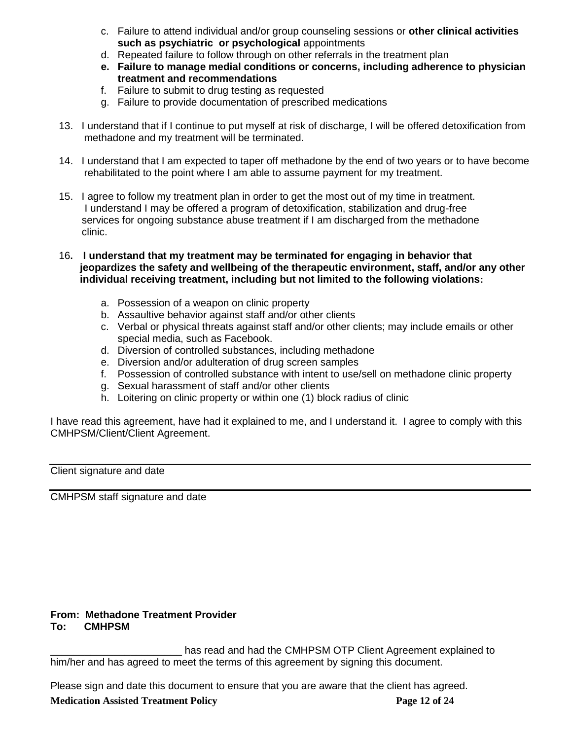c. Failure to attend individual and/or group counseling sessions or **other clinical activities such as psychiatric or psychological** appointments
d. Repeated failure to follow through on other referrals in the treatment plan
e. **Failure to manage medial conditions or concerns, including adherence to physician treatment and recommendations**
f. Failure to submit to drug testing as requested
g. Failure to provide documentation of prescribed medications

13. I understand that if I continue to put myself at risk of discharge, I will be offered detoxification from methadone and my treatment will be terminated.

14. I understand that I am expected to taper off methadone by the end of two years or to have become rehabilitated to the point where I am able to assume payment for my treatment.

15. I agree to follow my treatment plan in order to get the most out of my time in treatment. I understand I may be offered a program of detoxification, stabilization and drug-free services for ongoing substance abuse treatment if I am discharged from the methadone clinic.

16. **I understand that my treatment may be terminated for engaging in behavior that jeopardizes the safety and wellbeing of the therapeutic environment, staff, and/or any other individual receiving treatment, including but not limited to the following violations:**

    a. Possession of a weapon on clinic property
    b. Assaultive behavior against staff and/or other clients
    c. Verbal or physical threats against staff and/or other clients; may include emails or other special media, such as Facebook.
    d. Diversion of controlled substances, including methadone
    e. Diversion and/or adulteration of drug screen samples
    f. Possession of controlled substance with intent to use/sell on methadone clinic property
    g. Sexual harassment of staff and/or other clients
    h. Loitering on clinic property or within one (1) block radius of clinic

I have read this agreement, have had it explained to me, and I understand it. I agree to comply with this CMHPSM/Client/Client Agreement.

______________________________________________
Client signature and date

______________________________________________
CMHPSM staff signature and date

**From: Methadone Treatment Provider**
**To: CMHPSM**

_______________________ has read and had the CMHPSM OTP Client Agreement explained to him/her and has agreed to meet the terms of this agreement by signing this document.

Please sign and date this document to ensure that you are aware that the client has agreed.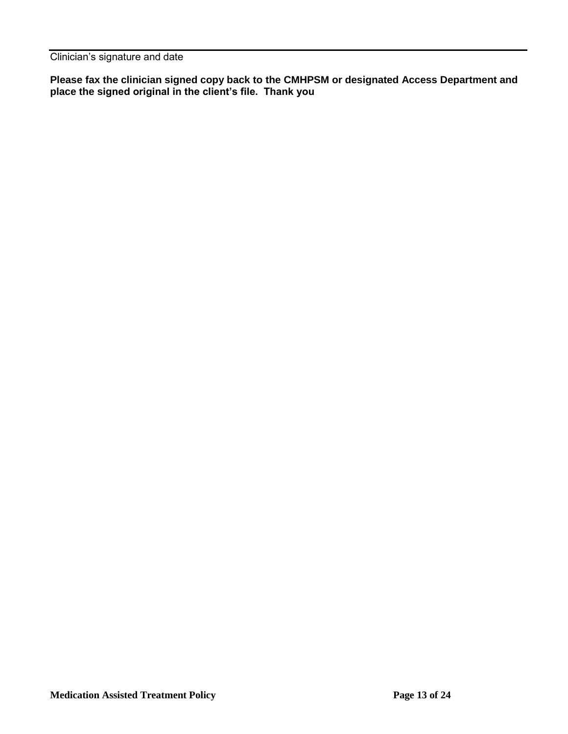Clinician's signature and date

**Please fax the clinician signed copy back to the CMHPSM or designated Access Department and place the signed original in the client's file. Thank you**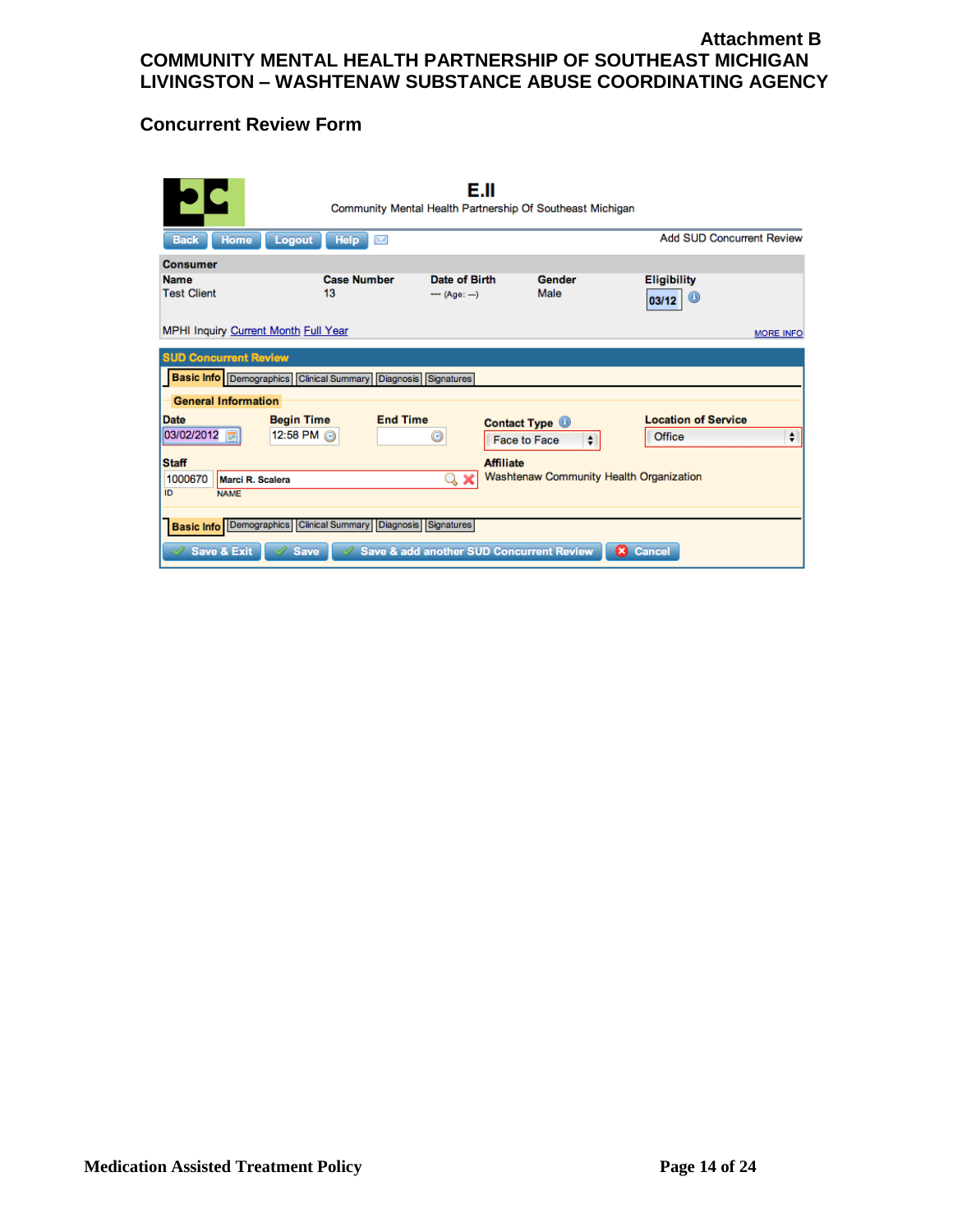**Attachment B**

**COMMUNITY MENTAL HEALTH PARTNERSHIP OF SOUTHEAST MICHIGAN**
**LIVINGSTON – WASHTENAW SUBSTANCE ABUSE COORDINATING AGENCY**

### Concurrent Review Form

**E.II**
Community Mental Health Partnership Of Southeast Michigan

Back | Home | Logout | Help

Add SUD Concurrent Review

**Consumer**

| Name | Case Number | Date of Birth | Gender | Eligibility |
|---|---|---|---|---|
| Test Client | 13 | --- (Age: ---) | Male | 03/12 |

MPHI Inquiry Current Month Full Year

MORE INFO

**SUD Concurrent Review**

Basic Info | Demographics | Clinical Summary | Diagnosis | Signatures

**General Information**

| Date | Begin Time | End Time | Contact Type | Location of Service |
|---|---|---|---|---|
| 03/02/2012 | 12:58 PM | | Face to Face | Office |

**Staff**
1000670 (ID) Marci R. Scalera (NAME)

**Affiliate**
Washtenaw Community Health Organization

Basic Info | Demographics | Clinical Summary | Diagnosis | Signatures

Save & Exit | Save | Save & add another SUD Concurrent Review | Cancel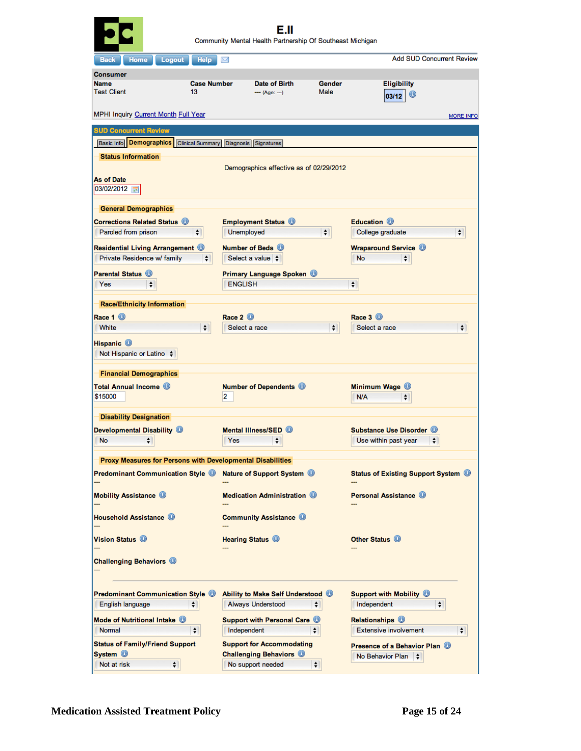# E.II

Community Mental Health Partnership Of Southeast Michigan

Back | Home | Logout | Help

Add SUD Concurrent Review

**Consumer**

| Name | Case Number | Date of Birth | Gender | Eligibility |
|---|---|---|---|---|
| Test Client | 13 | --- (Age: ---) | Male | 03/12 |

MPHI Inquiry Current Month Full Year

MORE INFO

## SUD Concurrent Review

Basic Info | **Demographics** | Clinical Summary | Diagnosis | Signatures

### Status Information

Demographics effective as of 02/29/2012

**As of Date**
03/02/2012

### General Demographics

| Corrections Related Status | Employment Status | Education |
|---|---|---|
| Paroled from prison | Unemployed | College graduate |
| **Residential Living Arrangement** | **Number of Beds** | **Wraparound Service** |
| Private Residence w/ family | Select a value | No |
| **Parental Status** | **Primary Language Spoken** | |
| Yes | ENGLISH | |

### Race/Ethnicity Information

| Race 1 | Race 2 | Race 3 |
|---|---|---|
| White | Select a race | Select a race |
| **Hispanic** | | |
| Not Hispanic or Latino | | |

### Financial Demographics

| Total Annual Income | Number of Dependents | Minimum Wage |
|---|---|---|
| $15000 | 2 | N/A |

### Disability Designation

| Developmental Disability | Mental Illness/SED | Substance Use Disorder |
|---|---|---|
| No | Yes | Use within past year |

### Proxy Measures for Persons with Developmental Disabilities

| Predominant Communication Style | Nature of Support System | Status of Existing Support System |
|---|---|---|
| --- | --- | --- |
| **Mobility Assistance** | **Medication Administration** | **Personal Assistance** |
| --- | --- | --- |
| **Household Assistance** | **Community Assistance** | |
| --- | --- | |
| **Vision Status** | **Hearing Status** | **Other Status** |
| --- | --- | --- |
| **Challenging Behaviors** | | |
| --- | | |

| Predominant Communication Style | Ability to Make Self Understood | Support with Mobility |
|---|---|---|
| English language | Always Understood | Independent |
| **Mode of Nutritional Intake** | **Support with Personal Care** | **Relationships** |
| Normal | Independent | Extensive involvement |
| **Status of Family/Friend Support System** | **Support for Accommodating Challenging Behaviors** | **Presence of a Behavior Plan** |
| Not at risk | No support needed | No Behavior Plan |

**Medication Assisted Treatment Policy**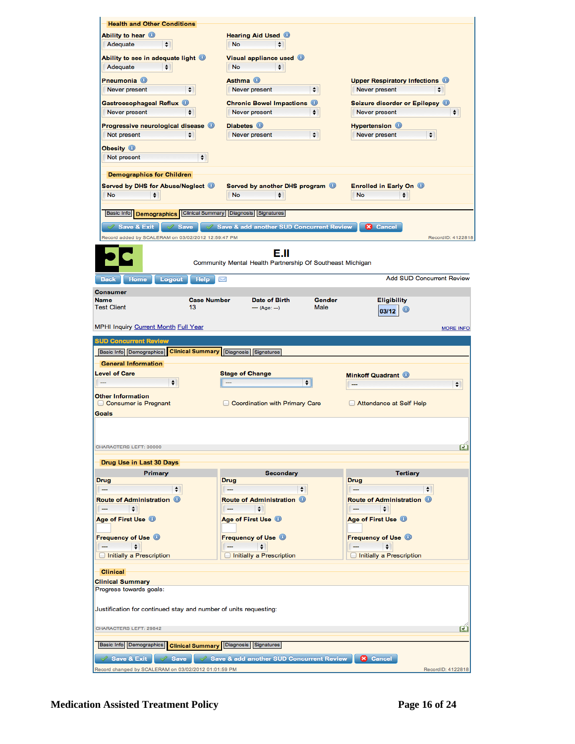### Health and Other Conditions

| Field | Value |
|---|---|
| Ability to hear | Adequate |
| Hearing Aid Used | No |
| Ability to see in adequate light | Adequate |
| Visual appliance used | No |
| Pneumonia | Never present |
| Asthma | Never present |
| Upper Respiratory Infections | Never present |
| Gastroesophageal Reflux | Never present |
| Chronic Bowel Impactions | Never present |
| Seizure disorder or Epilepsy | Never present |
| Progressive neurological disease | Not present |
| Diabetes | Never present |
| Hypertension | Never present |
| Obesity | Not present |

### Demographics for Children

| Field | Value |
|---|---|
| Served by DHS for Abuse/Neglect | No |
| Served by another DHS program | No |
| Enrolled in Early On | No |

Basic Info | **Demographics** | Clinical Summary | Diagnosis | Signatures

Save & Exit | Save | Save & add another SUD Concurrent Review | Cancel

Record added by SCALERAM on 03/02/2012 12:59:47 PM RecordID: 4122818

# E.II

Community Mental Health Partnership Of Southeast Michigan

Back | Home | Logout | Help

Add SUD Concurrent Review

**Consumer**

| Name | Case Number | Date of Birth | Gender | Eligibility |
|---|---|---|---|---|
| Test Client | 13 | --- (Age: ---) | Male | 03/12 |

MPHI Inquiry Current Month Full Year MORE INFO

## SUD Concurrent Review

Basic Info | Demographics | **Clinical Summary** | Diagnosis | Signatures

### General Information

**Level of Care** ---

**Stage of Change** ---

**Minkoff Quadrant** ---

**Other Information**

- ☐ Consumer is Pregnant
- ☐ Coordination with Primary Care
- ☐ Attendance at Self Help

**Goals**

CHARACTERS LEFT: 30000

### Drug Use in Last 30 Days

| | Primary | Secondary | Tertiary |
|---|---|---|---|
| Drug | --- | --- | --- |
| Route of Administration | --- | --- | --- |
| Age of First Use | | | |
| Frequency of Use | --- | --- | --- |
| | ☐ Initially a Prescription | ☐ Initially a Prescription | ☐ Initially a Prescription |

### Clinical

**Clinical Summary**

Progress towards goals:

Justification for continued stay and number of units requesting:

CHARACTERS LEFT: 29842

Basic Info | Demographics | **Clinical Summary** | Diagnosis | Signatures

Save & Exit | Save | Save & add another SUD Concurrent Review | Cancel

Record changed by SCALERAM on 03/02/2012 01:01:59 PM RecordID: 4122818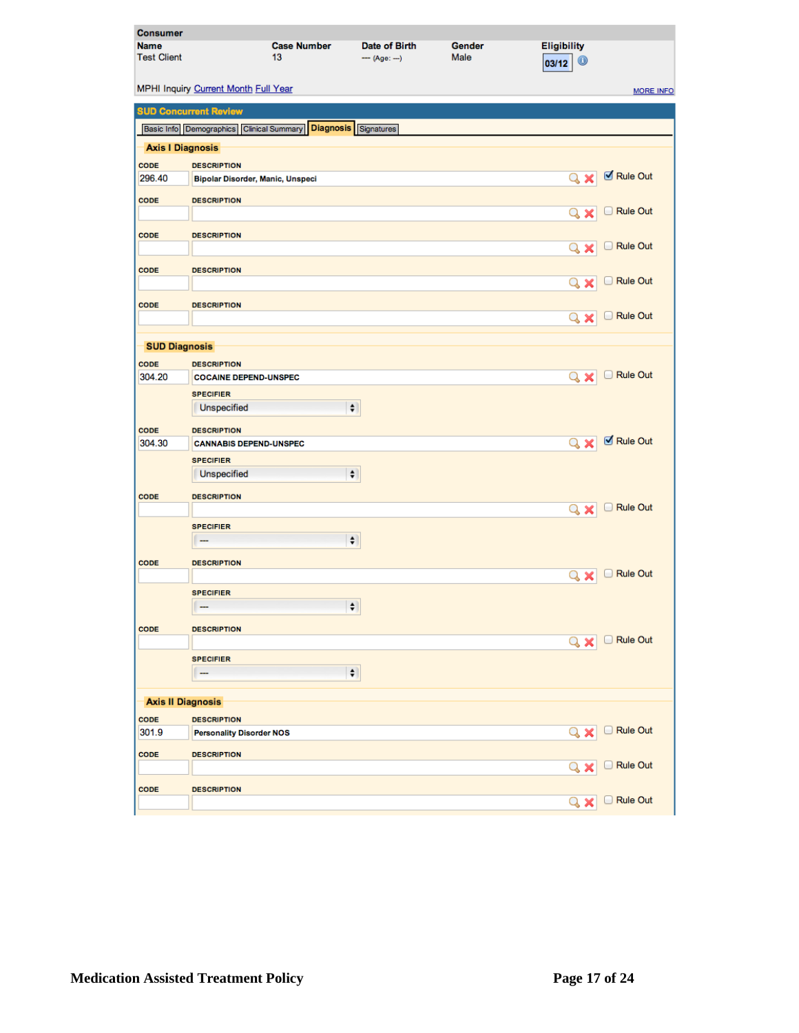**Consumer**

| Name | Case Number | Date of Birth | Gender | Eligibility |
| --- | --- | --- | --- | --- |
| Test Client | 13 | --- (Age: ---) | Male | 03/12 |

MPHI Inquiry Current Month Full Year

MORE INFO

**SUD Concurrent Review**

Basic Info | Demographics | Clinical Summary | **Diagnosis** | Signatures

### Axis I Diagnosis

| CODE | DESCRIPTION | Rule Out |
| --- | --- | --- |
| 296.40 | Bipolar Disorder, Manic, Unspeci | ☑ Rule Out |
| | | ☐ Rule Out |
| | | ☐ Rule Out |
| | | ☐ Rule Out |
| | | ☐ Rule Out |

### SUD Diagnosis

| CODE | DESCRIPTION | SPECIFIER | Rule Out |
| --- | --- | --- | --- |
| 304.20 | COCAINE DEPEND-UNSPEC | Unspecified | ☐ Rule Out |
| 304.30 | CANNABIS DEPEND-UNSPEC | Unspecified | ☑ Rule Out |
| | | --- | ☐ Rule Out |
| | | --- | ☐ Rule Out |
| | | --- | ☐ Rule Out |

### Axis II Diagnosis

| CODE | DESCRIPTION | Rule Out |
| --- | --- | --- |
| 301.9 | Personality Disorder NOS | ☐ Rule Out |
| | | ☐ Rule Out |
| | | ☐ Rule Out |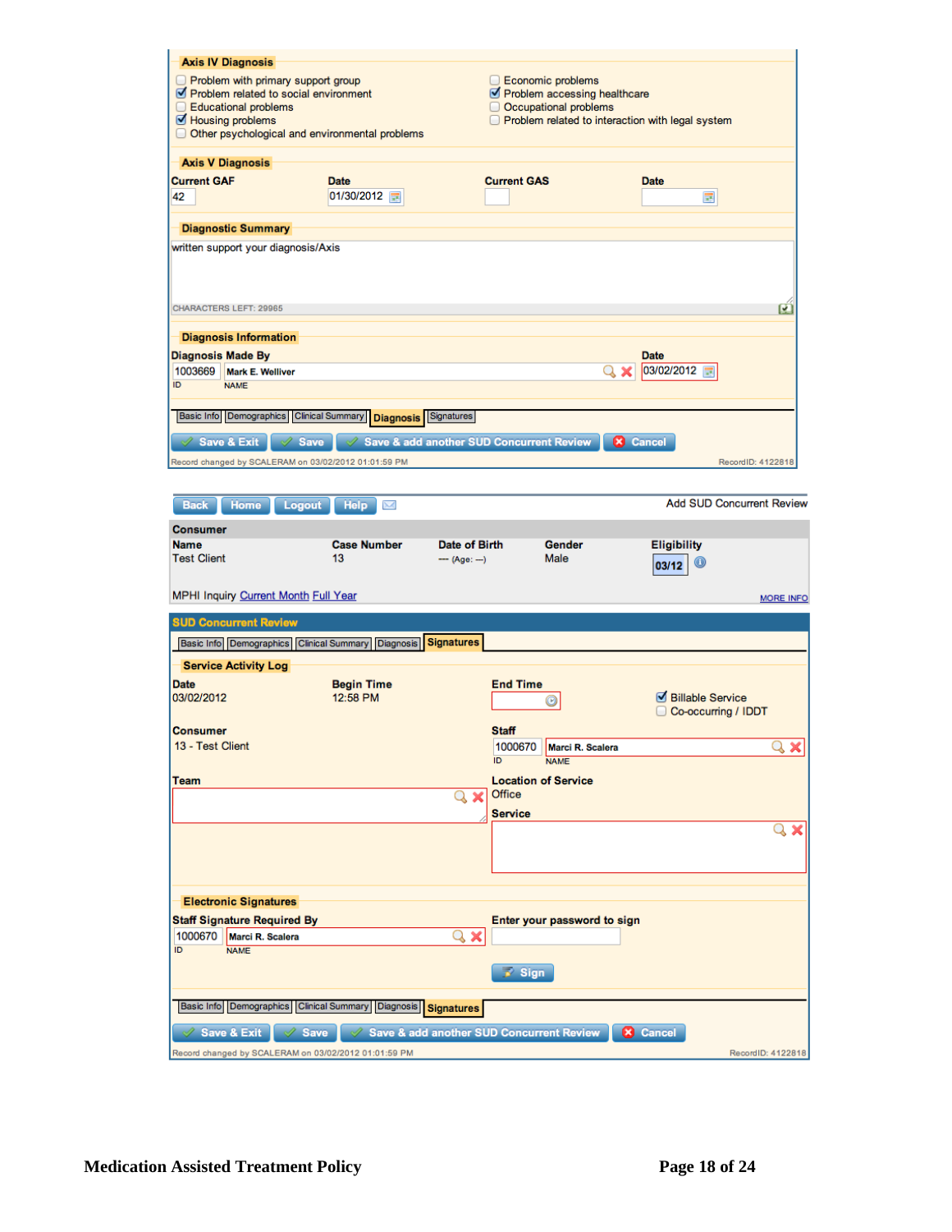**Axis IV Diagnosis**

- [ ] Problem with primary support group
- [x] Problem related to social environment
- [ ] Educational problems
- [x] Housing problems
- [ ] Other psychological and environmental problems
- [ ] Economic problems
- [x] Problem accessing healthcare
- [ ] Occupational problems
- [ ] Problem related to interaction with legal system

**Axis V Diagnosis**

| Current GAF | Date | Current GAS | Date |
|---|---|---|---|
| 42 | 01/30/2012 | | |

**Diagnostic Summary**

written support your diagnosis/Axis

CHARACTERS LEFT: 29965

**Diagnosis Information**

Diagnosis Made By

| ID | NAME | Date |
|---|---|---|
| 1003669 | Mark E. Welliver | 03/02/2012 |

Basic Info | Demographics | Clinical Summary | **Diagnosis** | Signatures

Save & Exit | Save | Save & add another SUD Concurrent Review | Cancel

Record changed by SCALERAM on 03/02/2012 01:01:59 PM RecordID: 4122818

---

Back | Home | Logout | Help

Add SUD Concurrent Review

**Consumer**

| Name | Case Number | Date of Birth | Gender | Eligibility |
|---|---|---|---|---|
| Test Client | 13 | --- (Age: --) | Male | 03/12 |

MPHI Inquiry Current Month Full Year MORE INFO

**SUD Concurrent Review**

Basic Info | Demographics | Clinical Summary | Diagnosis | **Signatures**

**Service Activity Log**

| Date | Begin Time | End Time | |
|---|---|---|---|
| 03/02/2012 | 12:58 PM | | [x] Billable Service<br>[ ] Co-occurring / IDDT |

Consumer: 13 - Test Client

Staff: ID 1000670, NAME Marci R. Scalera

Team:

Location of Service: Office

Service:

**Electronic Signatures**

Staff Signature Required By: ID 1000670, NAME Marci R. Scalera

Enter your password to sign

Sign

Basic Info | Demographics | Clinical Summary | Diagnosis | **Signatures**

Save & Exit | Save | Save & add another SUD Concurrent Review | Cancel

Record changed by SCALERAM on 03/02/2012 01:01:59 PM RecordID: 4122818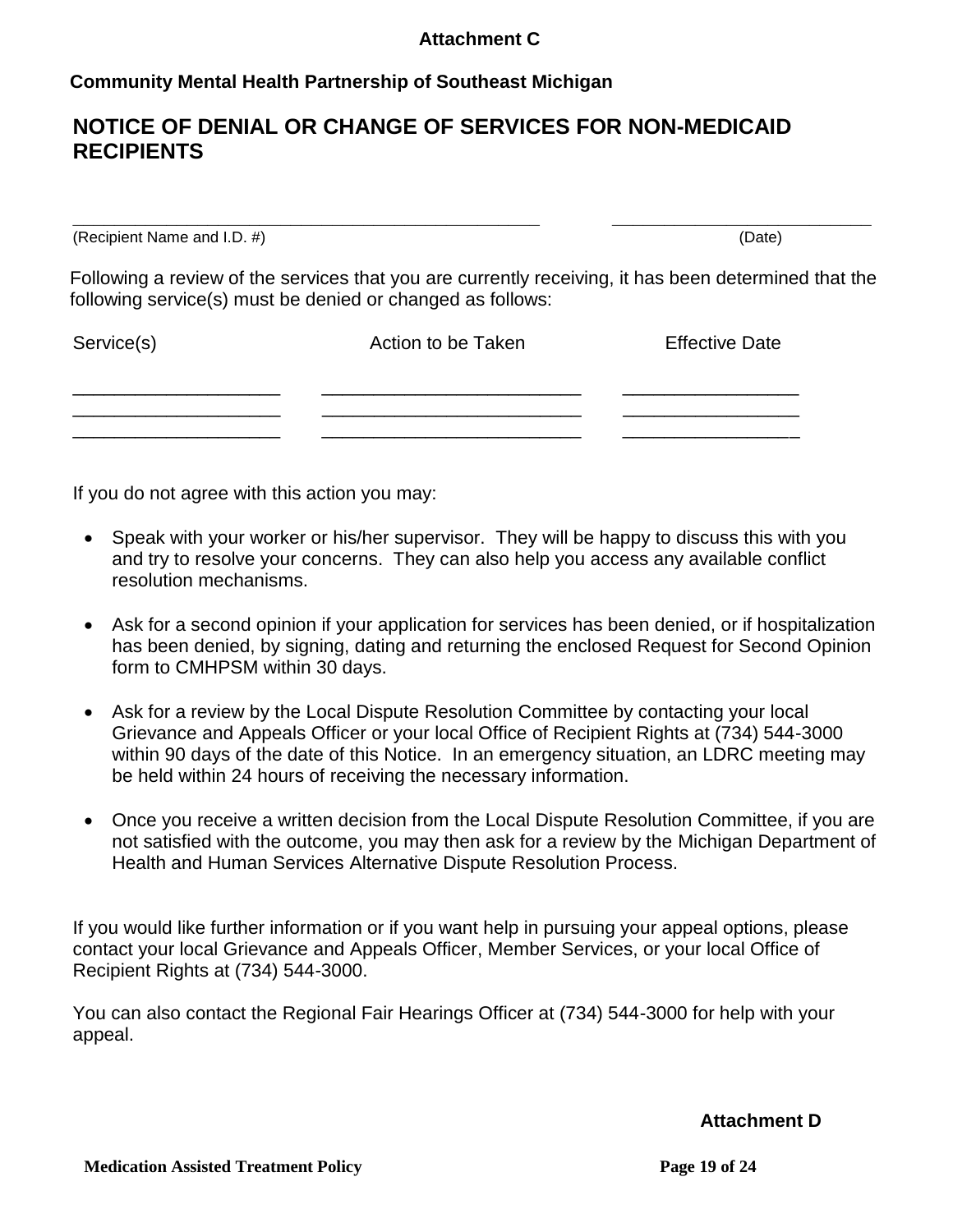**Attachment C**

**Community Mental Health Partnership of Southeast Michigan**

# NOTICE OF DENIAL OR CHANGE OF SERVICES FOR NON-MEDICAID RECIPIENTS

\_\_\_\_\_\_\_\_\_\_\_\_\_\_\_\_\_\_\_\_\_\_\_\_\_\_\_\_\_\_\_\_\_\_\_\_\_\_\_\_\_\_\_\_ \_\_\_\_\_\_\_\_\_\_\_\_\_\_\_\_\_\_\_\_\_\_\_\_\_\_
(Recipient Name and I.D. #) (Date)

Following a review of the services that you are currently receiving, it has been determined that the following service(s) must be denied or changed as follows:

| Service(s) | Action to be Taken | Effective Date |
|---|---|---|
| \_\_\_\_\_\_\_\_\_\_\_\_\_\_\_\_\_\_\_\_ | \_\_\_\_\_\_\_\_\_\_\_\_\_\_\_\_\_\_\_\_\_\_\_\_\_ | \_\_\_\_\_\_\_\_\_\_\_\_\_\_\_\_\_ |
| \_\_\_\_\_\_\_\_\_\_\_\_\_\_\_\_\_\_\_\_ | \_\_\_\_\_\_\_\_\_\_\_\_\_\_\_\_\_\_\_\_\_\_\_\_\_ | \_\_\_\_\_\_\_\_\_\_\_\_\_\_\_\_\_ |
| \_\_\_\_\_\_\_\_\_\_\_\_\_\_\_\_\_\_\_\_ | \_\_\_\_\_\_\_\_\_\_\_\_\_\_\_\_\_\_\_\_\_\_\_\_\_ | \_\_\_\_\_\_\_\_\_\_\_\_\_\_\_\_\_ |

If you do not agree with this action you may:

- Speak with your worker or his/her supervisor. They will be happy to discuss this with you and try to resolve your concerns. They can also help you access any available conflict resolution mechanisms.
- Ask for a second opinion if your application for services has been denied, or if hospitalization has been denied, by signing, dating and returning the enclosed Request for Second Opinion form to CMHPSM within 30 days.
- Ask for a review by the Local Dispute Resolution Committee by contacting your local Grievance and Appeals Officer or your local Office of Recipient Rights at (734) 544-3000 within 90 days of the date of this Notice. In an emergency situation, an LDRC meeting may be held within 24 hours of receiving the necessary information.
- Once you receive a written decision from the Local Dispute Resolution Committee, if you are not satisfied with the outcome, you may then ask for a review by the Michigan Department of Health and Human Services Alternative Dispute Resolution Process.

If you would like further information or if you want help in pursuing your appeal options, please contact your local Grievance and Appeals Officer, Member Services, or your local Office of Recipient Rights at (734) 544-3000.

You can also contact the Regional Fair Hearings Officer at (734) 544-3000 for help with your appeal.

**Attachment D**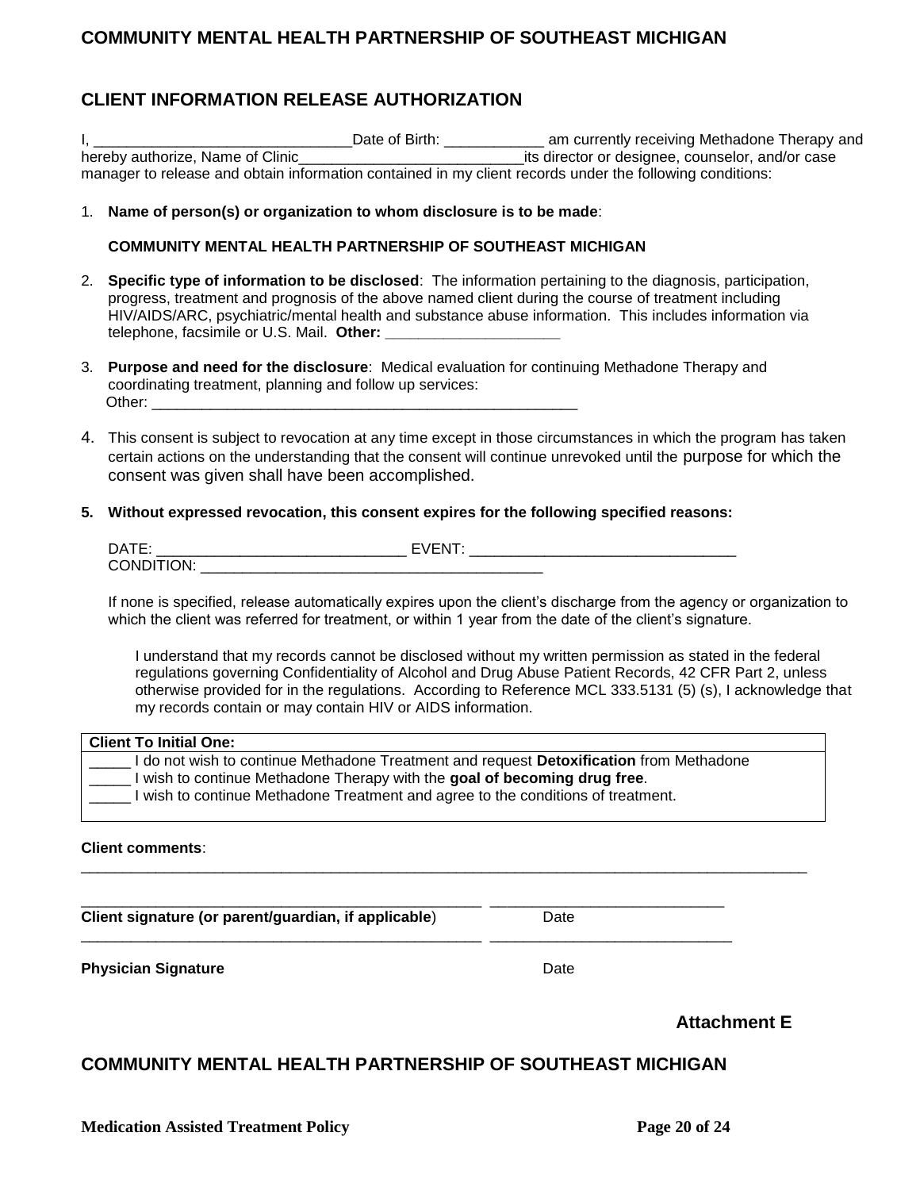## COMMUNITY MENTAL HEALTH PARTNERSHIP OF SOUTHEAST MICHIGAN

## CLIENT INFORMATION RELEASE AUTHORIZATION

I, _______________________________Date of Birth: ____________ am currently receiving Methadone Therapy and hereby authorize, Name of Clinic___________________________its director or designee, counselor, and/or case manager to release and obtain information contained in my client records under the following conditions:

1. **Name of person(s) or organization to whom disclosure is to be made**:

   **COMMUNITY MENTAL HEALTH PARTNERSHIP OF SOUTHEAST MICHIGAN**

2. **Specific type of information to be disclosed**: The information pertaining to the diagnosis, participation, progress, treatment and prognosis of the above named client during the course of treatment including HIV/AIDS/ARC, psychiatric/mental health and substance abuse information. This includes information via telephone, facsimile or U.S. Mail. **Other: _____________________**

3. **Purpose and need for the disclosure**: Medical evaluation for continuing Methadone Therapy and coordinating treatment, planning and follow up services:
   Other: ____________________________________________________

4. This consent is subject to revocation at any time except in those circumstances in which the program has taken certain actions on the understanding that the consent will continue unrevoked until the purpose for which the consent was given shall have been accomplished.

5. **Without expressed revocation, this consent expires for the following specified reasons:**

   DATE: _____________________________ EVENT: _______________________________
   CONDITION: _________________________________________

   If none is specified, release automatically expires upon the client's discharge from the agency or organization to which the client was referred for treatment, or within 1 year from the date of the client's signature.

   I understand that my records cannot be disclosed without my written permission as stated in the federal regulations governing Confidentiality of Alcohol and Drug Abuse Patient Records, 42 CFR Part 2, unless otherwise provided for in the regulations. According to Reference MCL 333.5131 (5) (s), I acknowledge that my records contain or may contain HIV or AIDS information.

| **Client To Initial One:** |
|---|
| _____ I do not wish to continue Methadone Treatment and request **Detoxification** from Methadone |
| _____ I wish to continue Methadone Therapy with the **goal of becoming drug free**. |
| _____ I wish to continue Methadone Treatment and agree to the conditions of treatment. |

**Client comments**:
_____________________________________________________________________________________

_________________________________________________ ____________________________
**Client signature (or parent/guardian, if applicable**) Date

_________________________________________________ ____________________________
**Physician Signature** Date

**Attachment E**

## COMMUNITY MENTAL HEALTH PARTNERSHIP OF SOUTHEAST MICHIGAN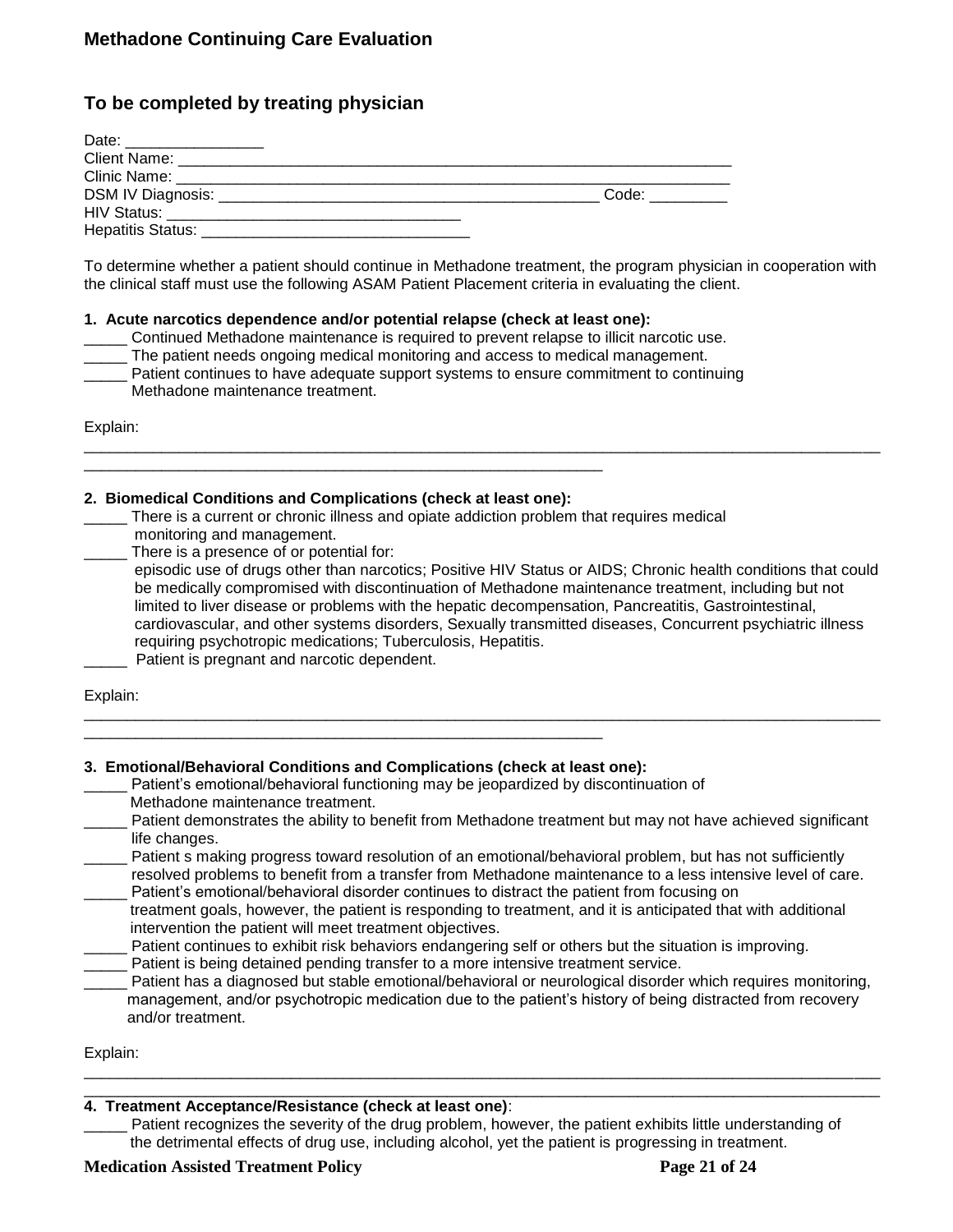# Methadone Continuing Care Evaluation

## To be completed by treating physician

Date: ________________
Client Name: ____________________________________________________________________
Clinic Name: ____________________________________________________________________
DSM IV Diagnosis: ______________________________________________ Code: _________
HIV Status: ___________________________________
Hepatitis Status: ________________________________

To determine whether a patient should continue in Methadone treatment, the program physician in cooperation with the clinical staff must use the following ASAM Patient Placement criteria in evaluating the client.

**1. Acute narcotics dependence and/or potential relapse (check at least one):**

_____ Continued Methadone maintenance is required to prevent relapse to illicit narcotic use.
_____ The patient needs ongoing medical monitoring and access to medical management.
_____ Patient continues to have adequate support systems to ensure commitment to continuing Methadone maintenance treatment.

Explain:
____________________________________________________________________________________________
_______________________________________________________________

**2. Biomedical Conditions and Complications (check at least one):**

_____ There is a current or chronic illness and opiate addiction problem that requires medical monitoring and management.
_____ There is a presence of or potential for:
episodic use of drugs other than narcotics; Positive HIV Status or AIDS; Chronic health conditions that could be medically compromised with discontinuation of Methadone maintenance treatment, including but not limited to liver disease or problems with the hepatic decompensation, Pancreatitis, Gastrointestinal, cardiovascular, and other systems disorders, Sexually transmitted diseases, Concurrent psychiatric illness requiring psychotropic medications; Tuberculosis, Hepatitis.
_____ Patient is pregnant and narcotic dependent.

Explain:
____________________________________________________________________________________________
_______________________________________________________________

**3. Emotional/Behavioral Conditions and Complications (check at least one):**

_____ Patient's emotional/behavioral functioning may be jeopardized by discontinuation of Methadone maintenance treatment.
_____ Patient demonstrates the ability to benefit from Methadone treatment but may not have achieved significant life changes.
_____ Patient s making progress toward resolution of an emotional/behavioral problem, but has not sufficiently resolved problems to benefit from a transfer from Methadone maintenance to a less intensive level of care.
_____ Patient's emotional/behavioral disorder continues to distract the patient from focusing on treatment goals, however, the patient is responding to treatment, and it is anticipated that with additional intervention the patient will meet treatment objectives.
_____ Patient continues to exhibit risk behaviors endangering self or others but the situation is improving.
_____ Patient is being detained pending transfer to a more intensive treatment service.
_____ Patient has a diagnosed but stable emotional/behavioral or neurological disorder which requires monitoring, management, and/or psychotropic medication due to the patient's history of being distracted from recovery and/or treatment.

Explain:
____________________________________________________________________________________________
____________________________________________________________________________________________

**4. Treatment Acceptance/Resistance (check at least one)**:

_____ Patient recognizes the severity of the drug problem, however, the patient exhibits little understanding of the detrimental effects of drug use, including alcohol, yet the patient is progressing in treatment.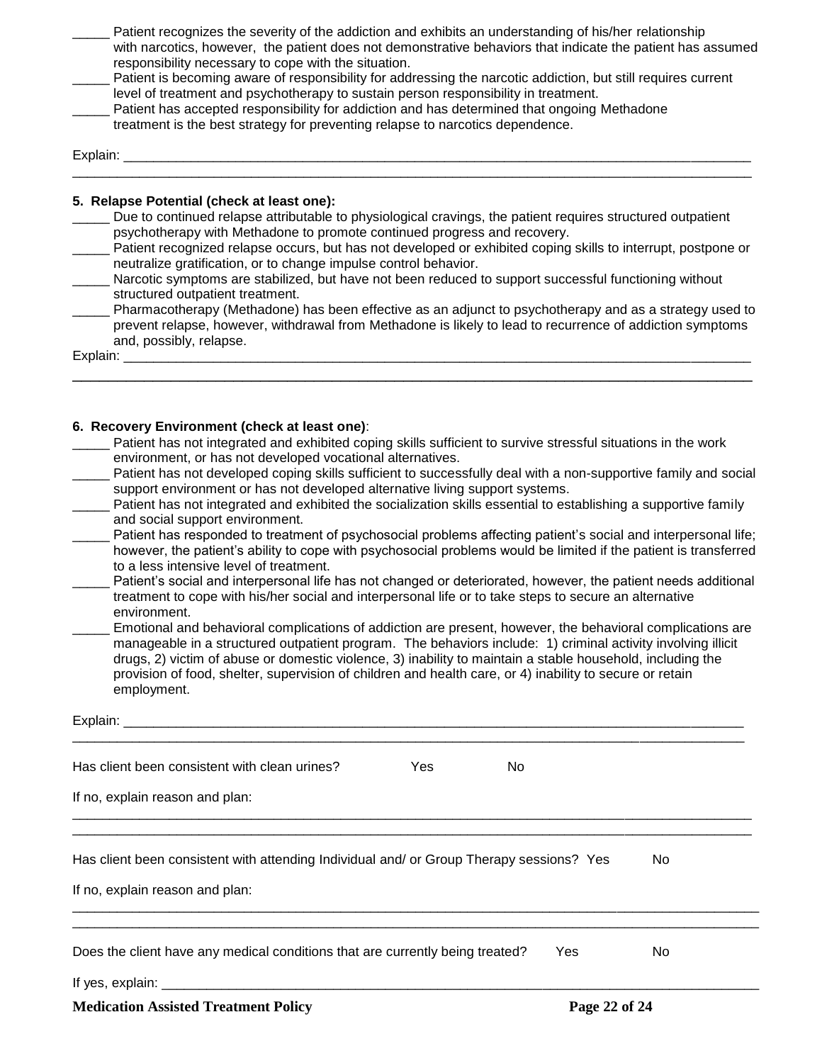_____ Patient recognizes the severity of the addiction and exhibits an understanding of his/her relationship with narcotics, however, the patient does not demonstrative behaviors that indicate the patient has assumed responsibility necessary to cope with the situation.

_____ Patient is becoming aware of responsibility for addressing the narcotic addiction, but still requires current level of treatment and psychotherapy to sustain person responsibility in treatment.

_____ Patient has accepted responsibility for addiction and has determined that ongoing Methadone treatment is the best strategy for preventing relapse to narcotics dependence.

Explain: ___________________________________________________________________________

___________________________________________________________________________________

**5. Relapse Potential (check at least one):**

_____ Due to continued relapse attributable to physiological cravings, the patient requires structured outpatient psychotherapy with Methadone to promote continued progress and recovery.

_____ Patient recognized relapse occurs, but has not developed or exhibited coping skills to interrupt, postpone or neutralize gratification, or to change impulse control behavior.

_____ Narcotic symptoms are stabilized, but have not been reduced to support successful functioning without structured outpatient treatment.

_____ Pharmacotherapy (Methadone) has been effective as an adjunct to psychotherapy and as a strategy used to prevent relapse, however, withdrawal from Methadone is likely to lead to recurrence of addiction symptoms and, possibly, relapse.

Explain: ___________________________________________________________________________

___________________________________________________________________________________

**6. Recovery Environment (check at least one)**:

_____ Patient has not integrated and exhibited coping skills sufficient to survive stressful situations in the work environment, or has not developed vocational alternatives.

_____ Patient has not developed coping skills sufficient to successfully deal with a non-supportive family and social support environment or has not developed alternative living support systems.

_____ Patient has not integrated and exhibited the socialization skills essential to establishing a supportive family and social support environment.

_____ Patient has responded to treatment of psychosocial problems affecting patient's social and interpersonal life; however, the patient's ability to cope with psychosocial problems would be limited if the patient is transferred to a less intensive level of treatment.

_____ Patient's social and interpersonal life has not changed or deteriorated, however, the patient needs additional treatment to cope with his/her social and interpersonal life or to take steps to secure an alternative environment.

_____ Emotional and behavioral complications of addiction are present, however, the behavioral complications are manageable in a structured outpatient program. The behaviors include: 1) criminal activity involving illicit drugs, 2) victim of abuse or domestic violence, 3) inability to maintain a stable household, including the provision of food, shelter, supervision of children and health care, or 4) inability to secure or retain employment.

Explain: ___________________________________________________________________________

___________________________________________________________________________________

Has client been consistent with clean urines? Yes No

If no, explain reason and plan:

___________________________________________________________________________________

___________________________________________________________________________________

Has client been consistent with attending Individual and/ or Group Therapy sessions? Yes No

If no, explain reason and plan:

___________________________________________________________________________________

___________________________________________________________________________________

Does the client have any medical conditions that are currently being treated? Yes No

If yes, explain: ____________________________________________________________________

**Medication Assisted Treatment Policy**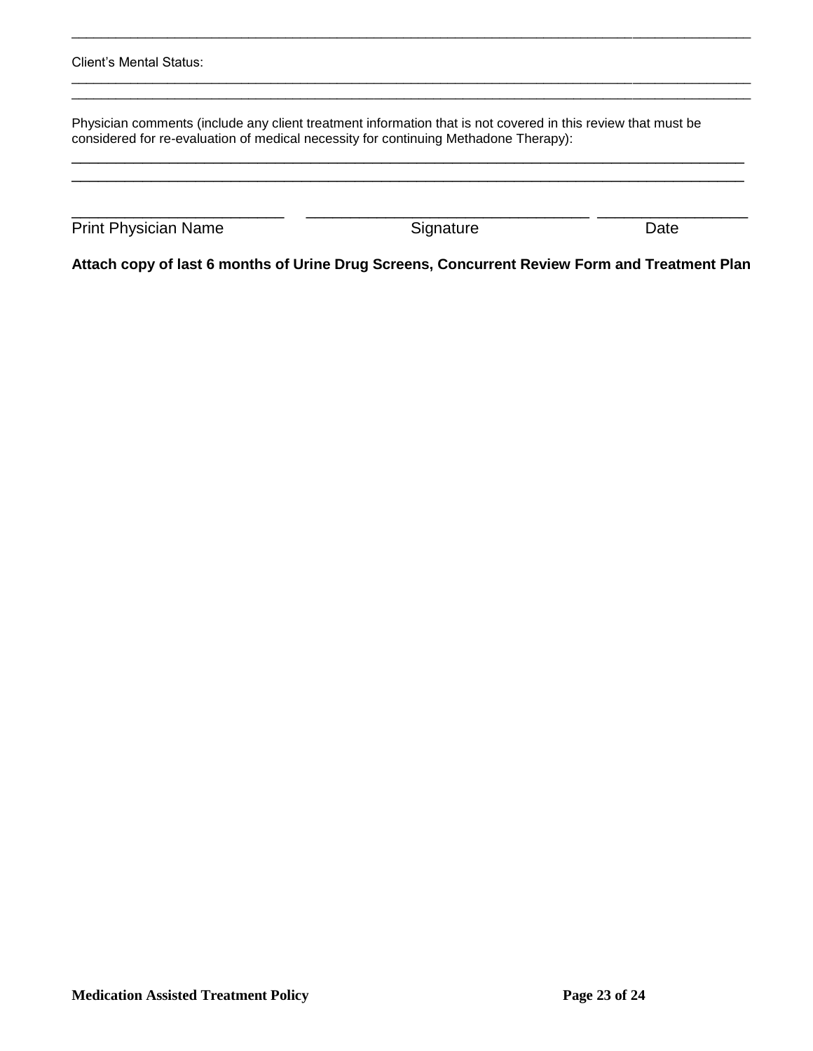______________________________________________________________________________________

Client's Mental Status:

______________________________________________________________________________________

______________________________________________________________________________________

Physician comments (include any client treatment information that is not covered in this review that must be considered for re-evaluation of medical necessity for continuing Methadone Therapy):

______________________________________________________________________________________

______________________________________________________________________________________

| ________________________ | ________________________ | ________________ |
|---|---|---|
| Print Physician Name | Signature | Date |

**Attach copy of last 6 months of Urine Drug Screens, Concurrent Review Form and Treatment Plan**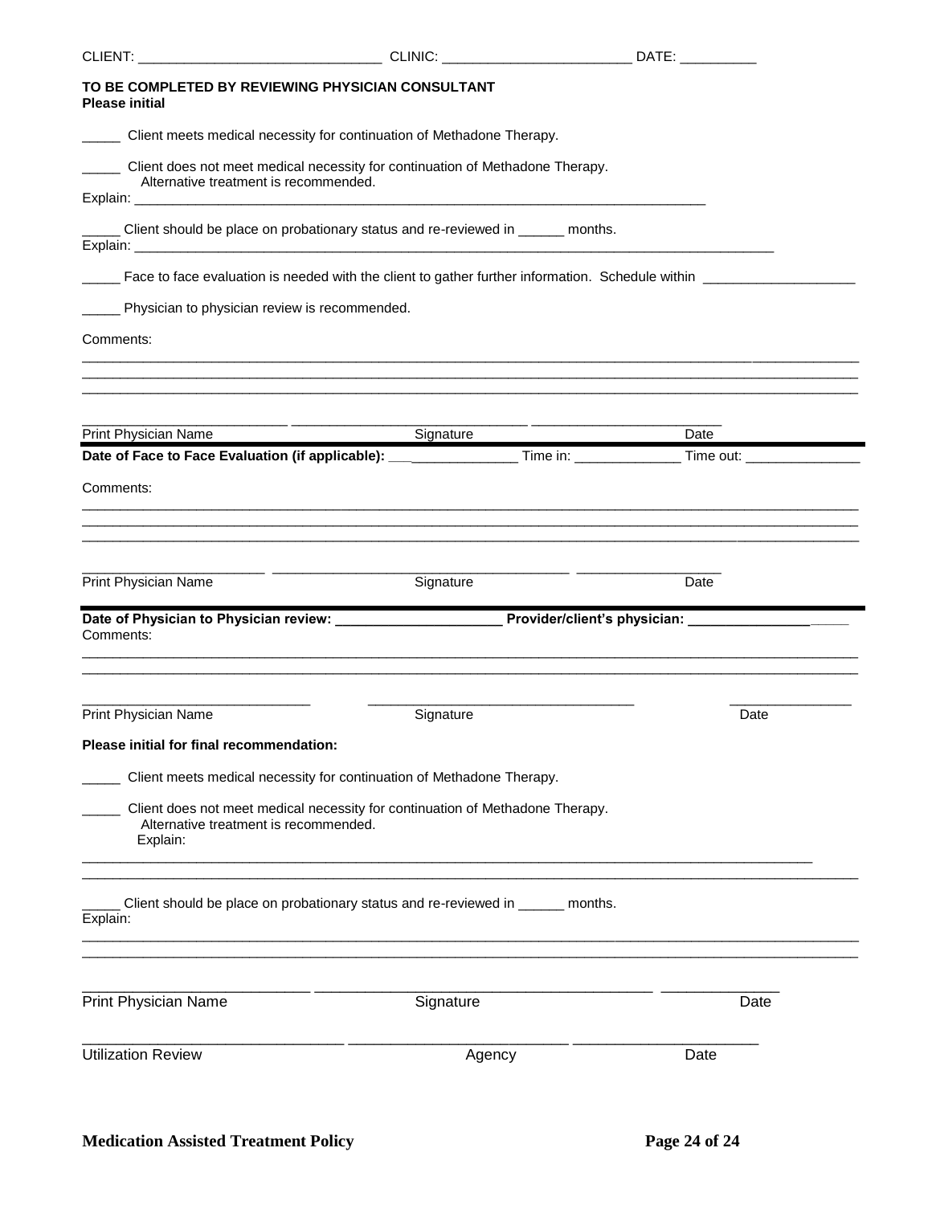CLIENT: ______________________________ CLINIC: ________________________ DATE: __________

**TO BE COMPLETED BY REVIEWING PHYSICIAN CONSULTANT**
**Please initial**

_____ Client meets medical necessity for continuation of Methadone Therapy.

_____ Client does not meet medical necessity for continuation of Methadone Therapy.
Alternative treatment is recommended.
Explain: ___________________________________________________________________________

_____ Client should be place on probationary status and re-reviewed in ______ months.
Explain: ___________________________________________________________________________

_____ Face to face evaluation is needed with the client to gather further information. Schedule within ___________________

_____ Physician to physician review is recommended.

Comments:

___________________________________________________________________________
___________________________________________________________________________
___________________________________________________________________________

_________________________ _____________________________ ________________________
Print Physician Name Signature Date

**Date of Face to Face Evaluation (if applicable):** _________________ Time in: ______________ Time out: _______________

Comments:

___________________________________________________________________________
___________________________________________________________________________
___________________________________________________________________________

_______________________ ___________________________________ __________________
Print Physician Name Signature Date

**Date of Physician to Physician review:** _____________________ **Provider/client's physician:** _____________________
Comments:

___________________________________________________________________________
___________________________________________________________________________

_____________________________ _________________________________ _______________
Print Physician Name Signature Date

**Please initial for final recommendation:**

_____ Client meets medical necessity for continuation of Methadone Therapy.

_____ Client does not meet medical necessity for continuation of Methadone Therapy.
Alternative treatment is recommended.
Explain:

___________________________________________________________________________
___________________________________________________________________________

_____ Client should be place on probationary status and re-reviewed in ______ months.
Explain:

___________________________________________________________________________
___________________________________________________________________________

___________________________ ________________________________________ ______________
Print Physician Name Signature Date

_______________________________ __________________________ _____________________
Utilization Review Agency Date

**Medication Assisted Treatment Policy**